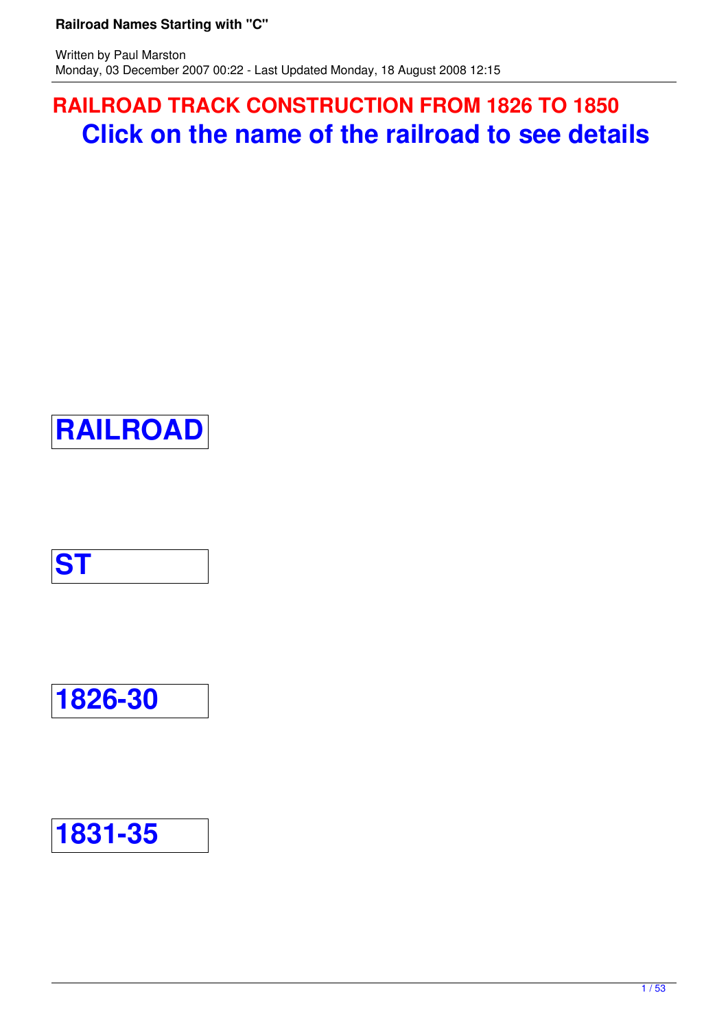## RAILROAD TRACK CONSTRUCTION FROM 1826 TO 1850

## Click on the name of the railroad to see details

| RAILROAD |
|---|
| ST |
| 1826-30 |
| 1831-35 |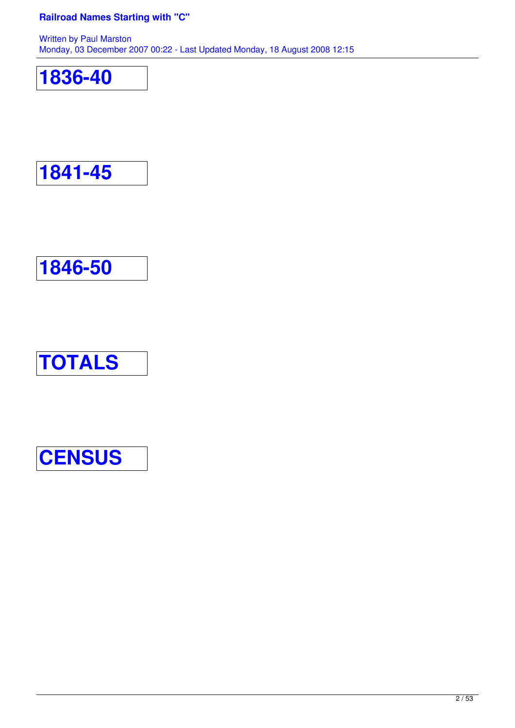## 1836-40

## 1841-45

## 1846-50

## TOTALS

## CENSUS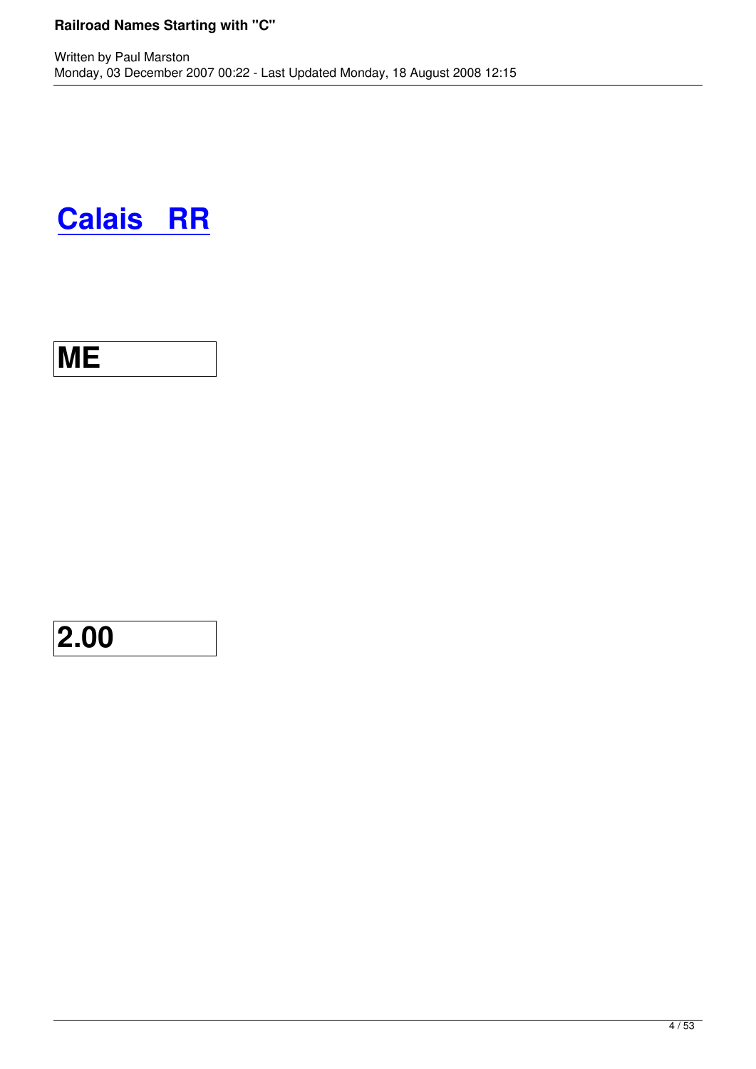## Calais RR

| ME |
|---|

| 2.00 |
|---|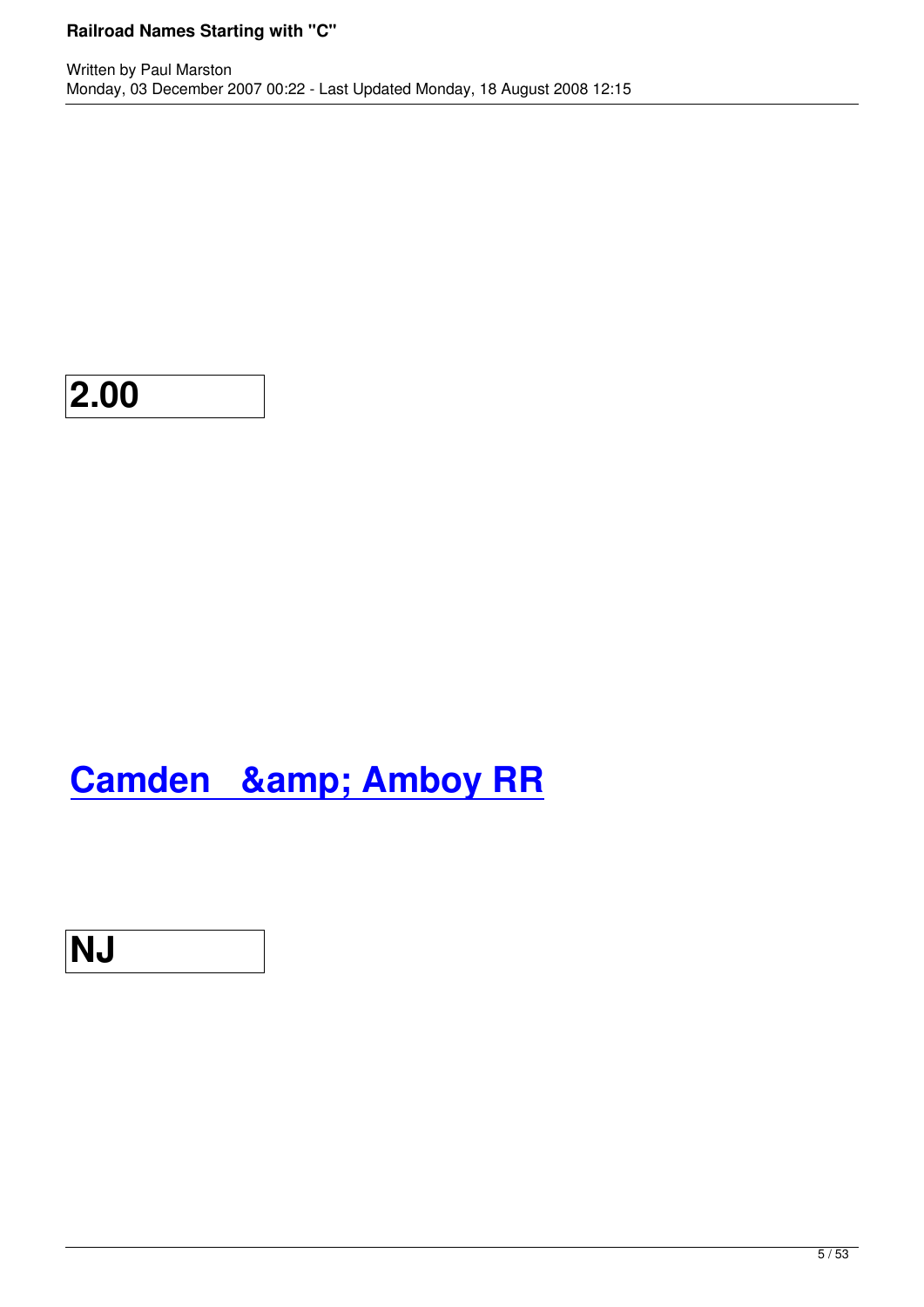| 2.00 |
|---|

## Camden &amp; Amboy RR

| NJ |
|---|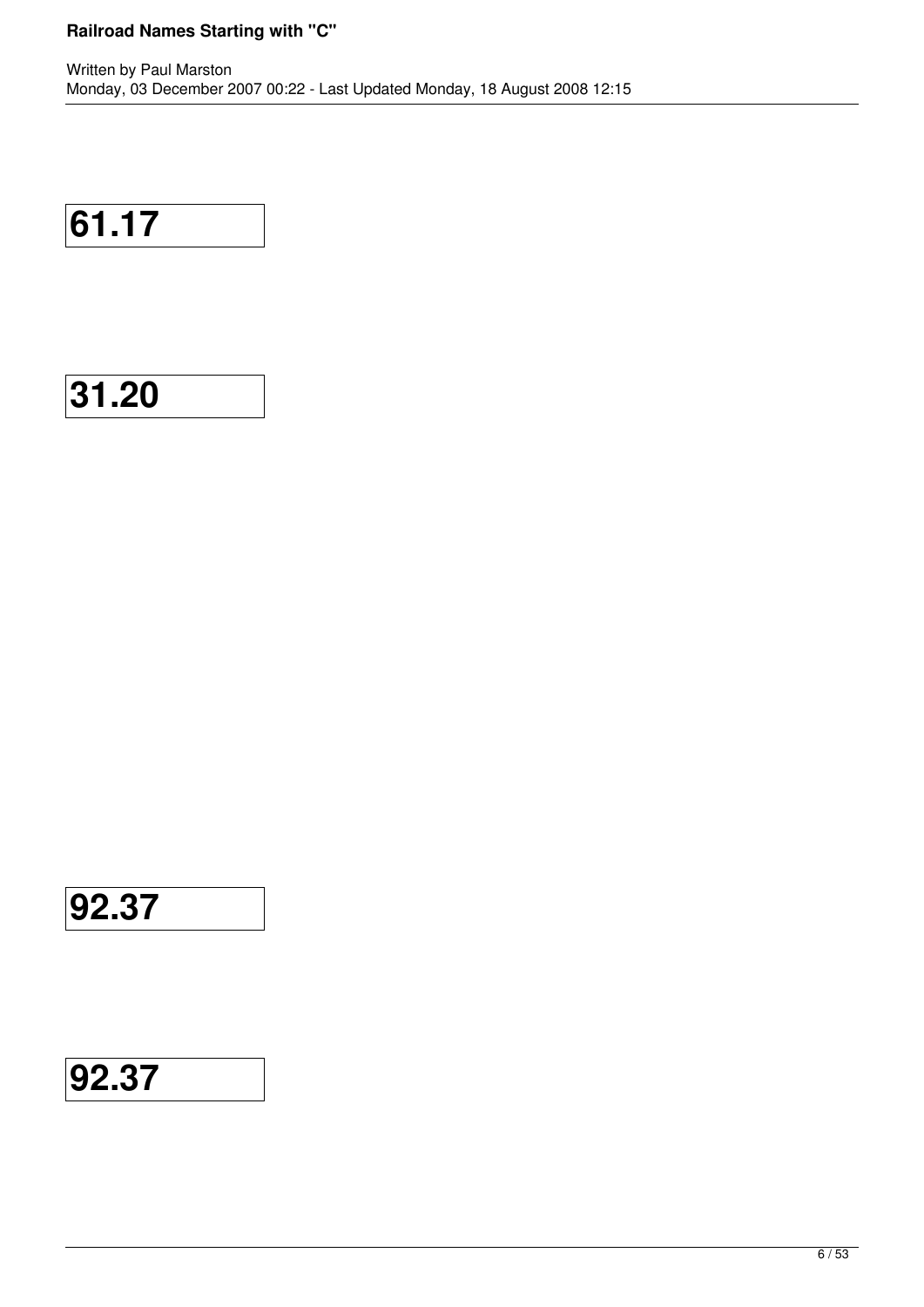**61.17**

**31.20**

**92.37**

**92.37**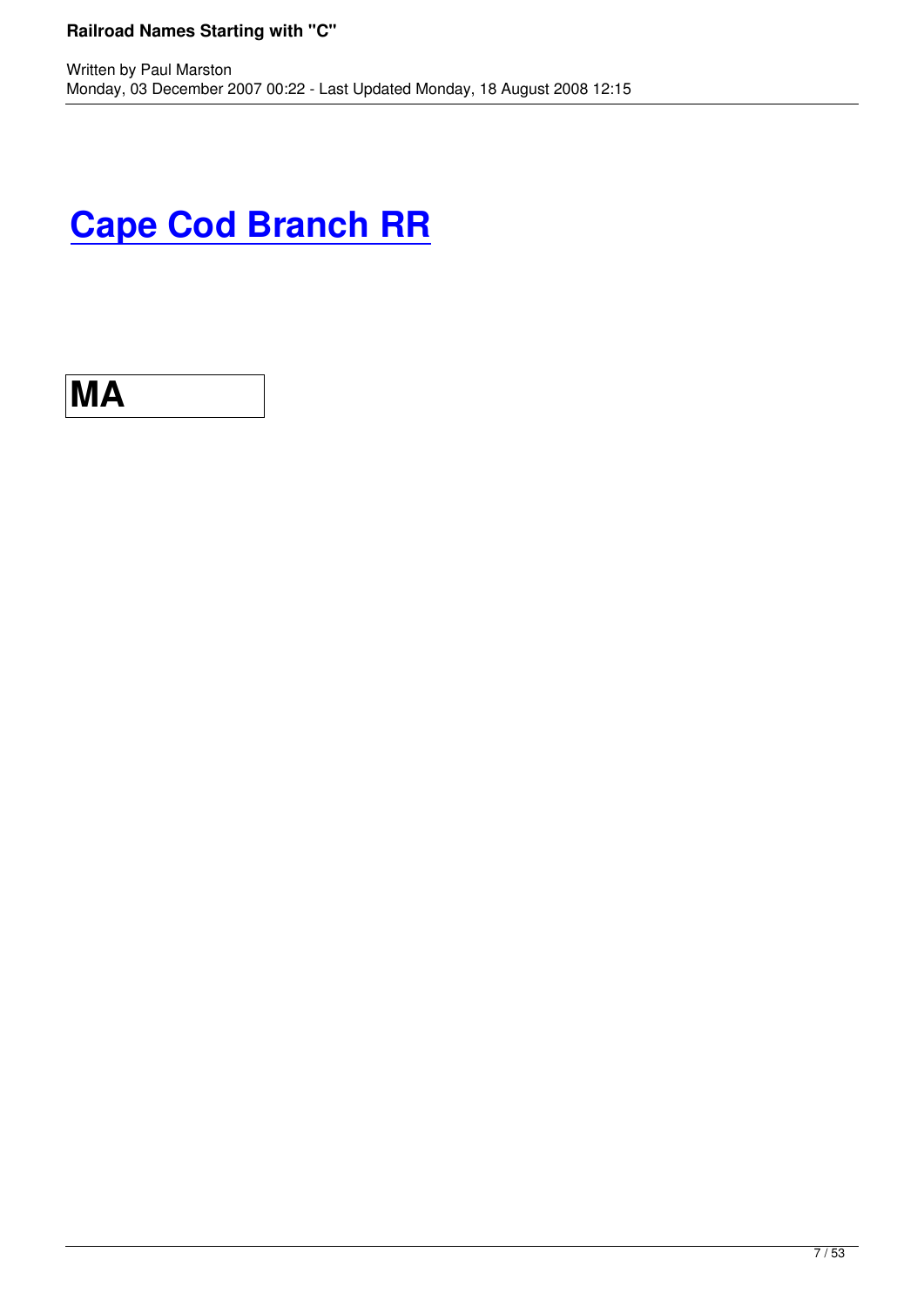# Cape Cod Branch RR

| MA |
| --- |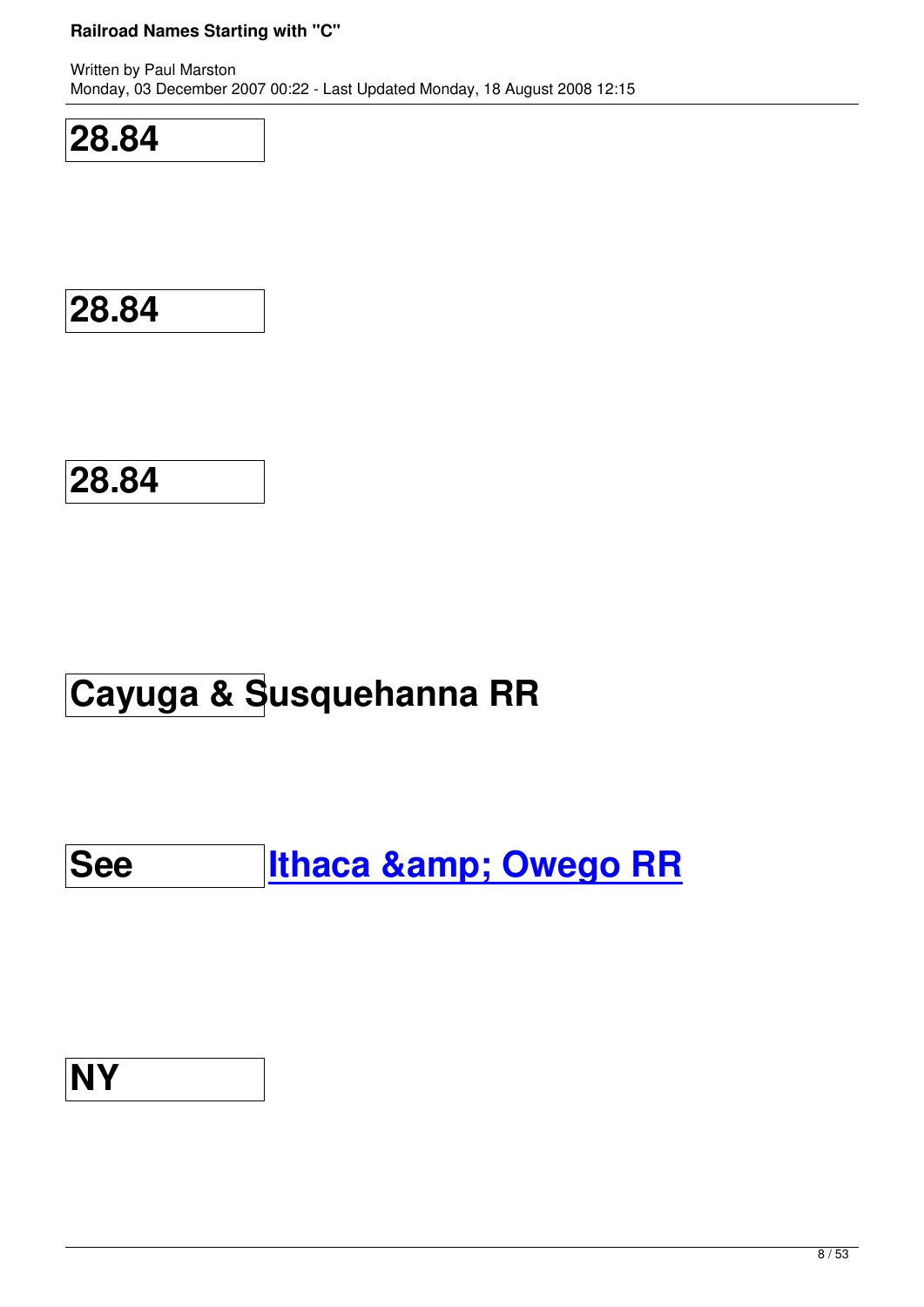| 28.84 |
|---|

| 28.84 |
|---|

| 28.84 |
|---|

| Cayuga & Susquehanna RR |
|---|

| See | Ithaca &amp; Owego RR |
|---|---|

| NY |
|---|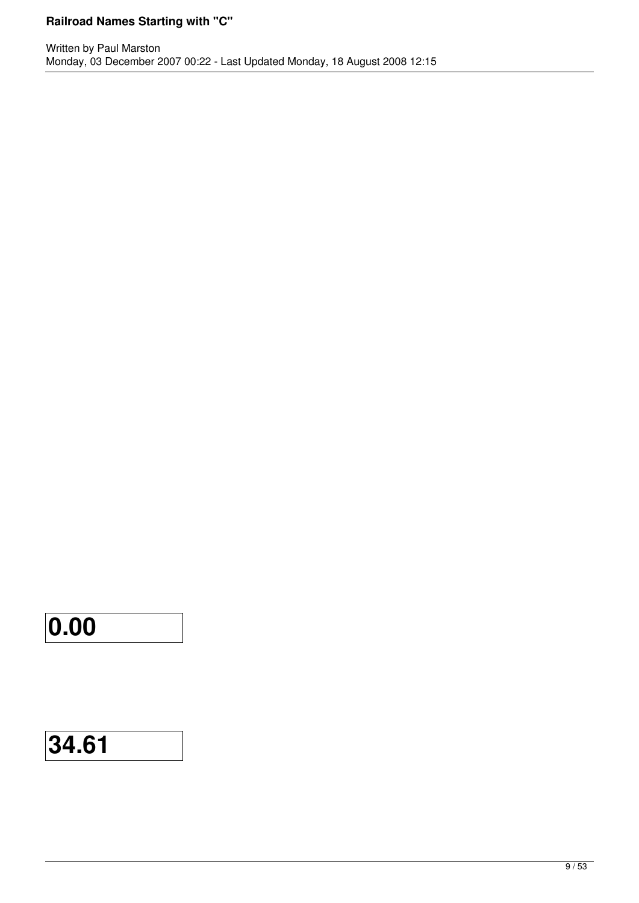| 0.00 |
|---|

| 34.61 |
|---|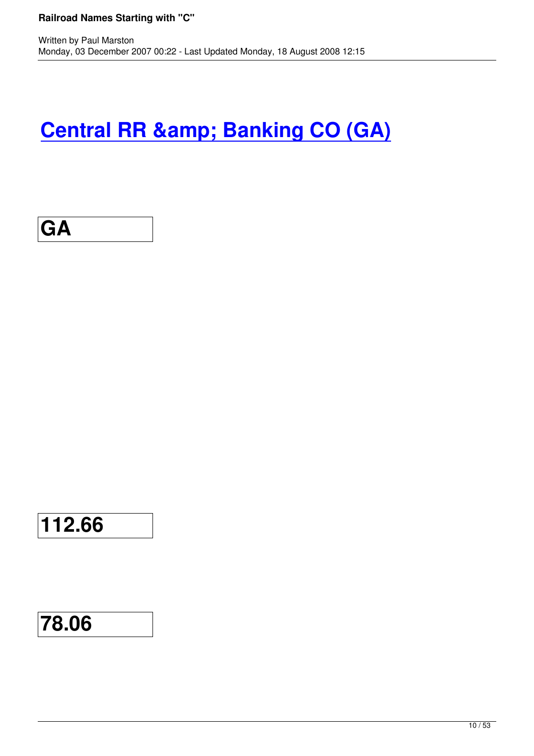# Central RR &amp; Banking CO (GA)

| GA |
|---|

| 112.66 |
|---|

| 78.06 |
|---|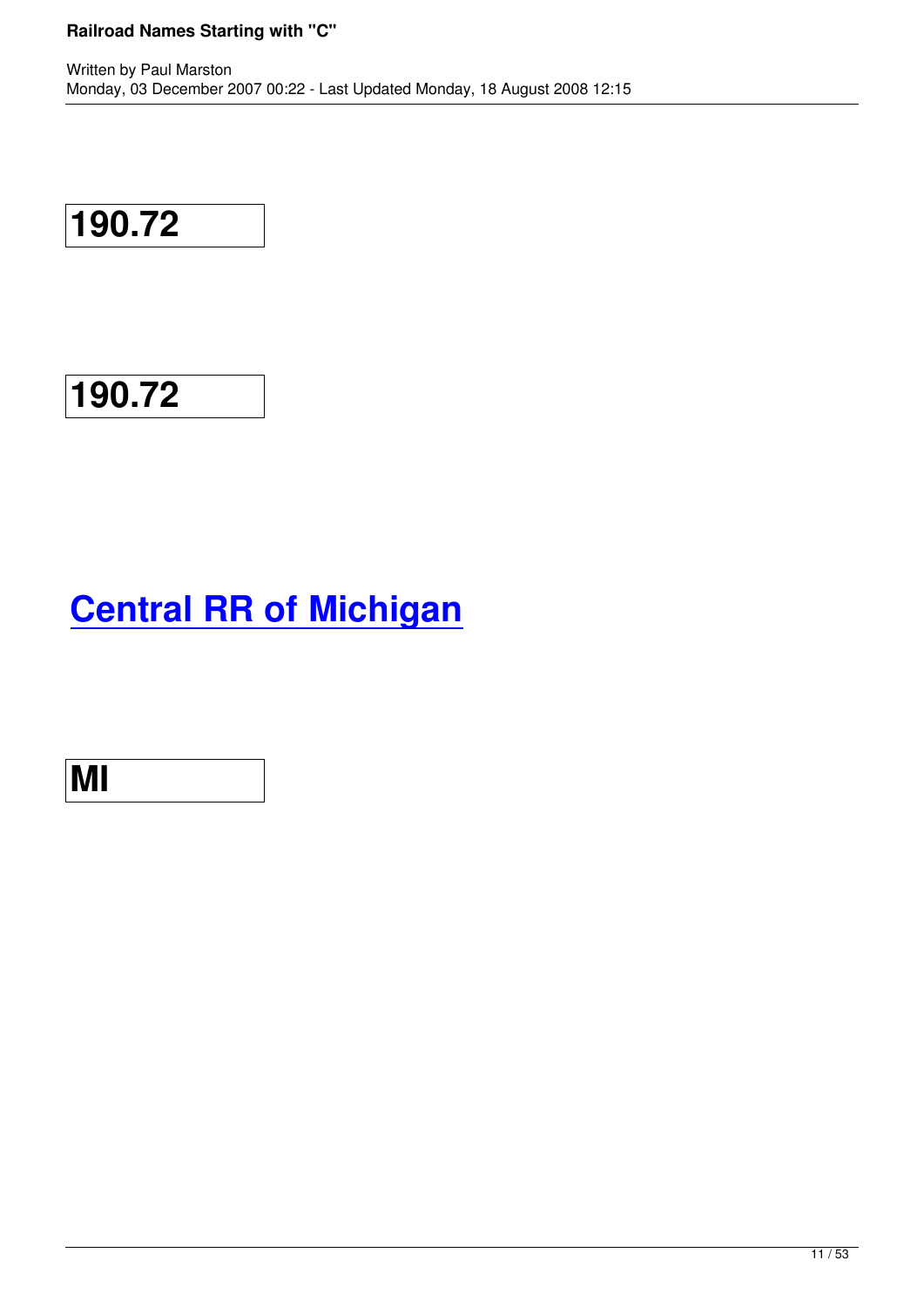| 190.72 |
|---|

| 190.72 |
|---|

## Central RR of Michigan

| MI |
|---|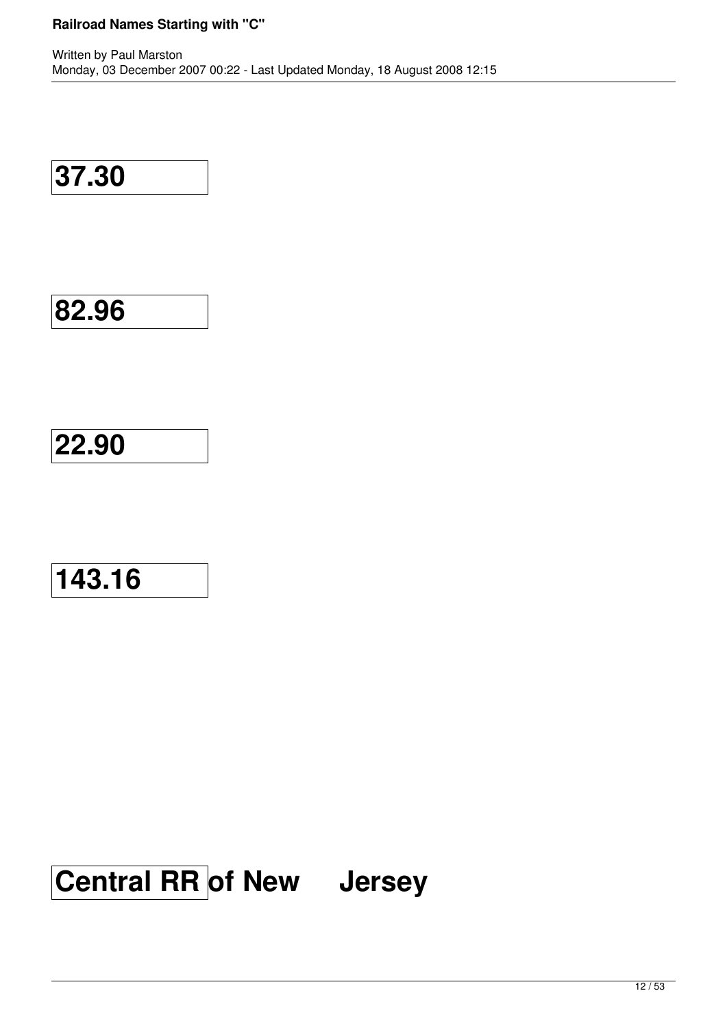**37.30**

**82.96**

**22.90**

**143.16**

**Central RR of New Jersey**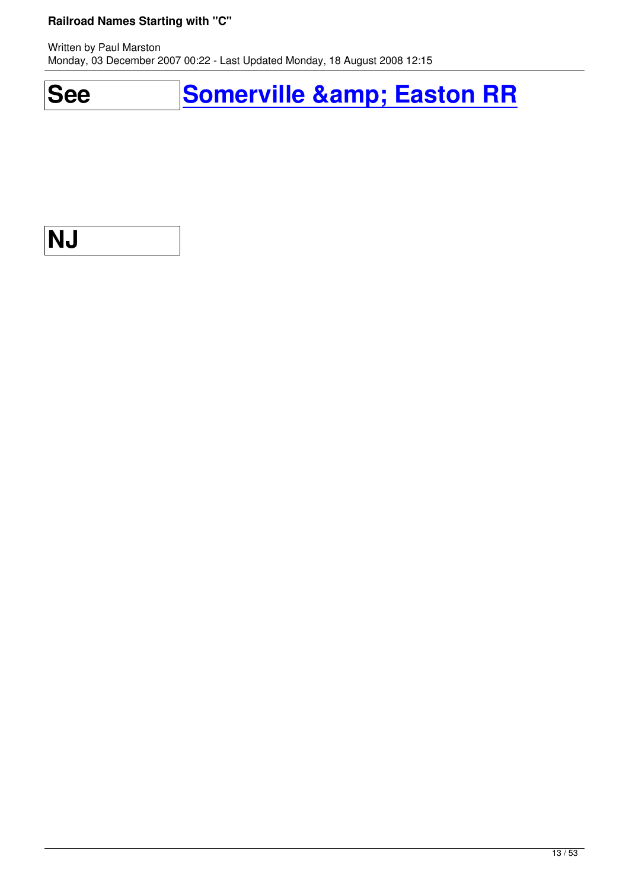| | |
|---|---|
| See | [Somerville &amp; Easton RR] |

| |
|---|
| NJ |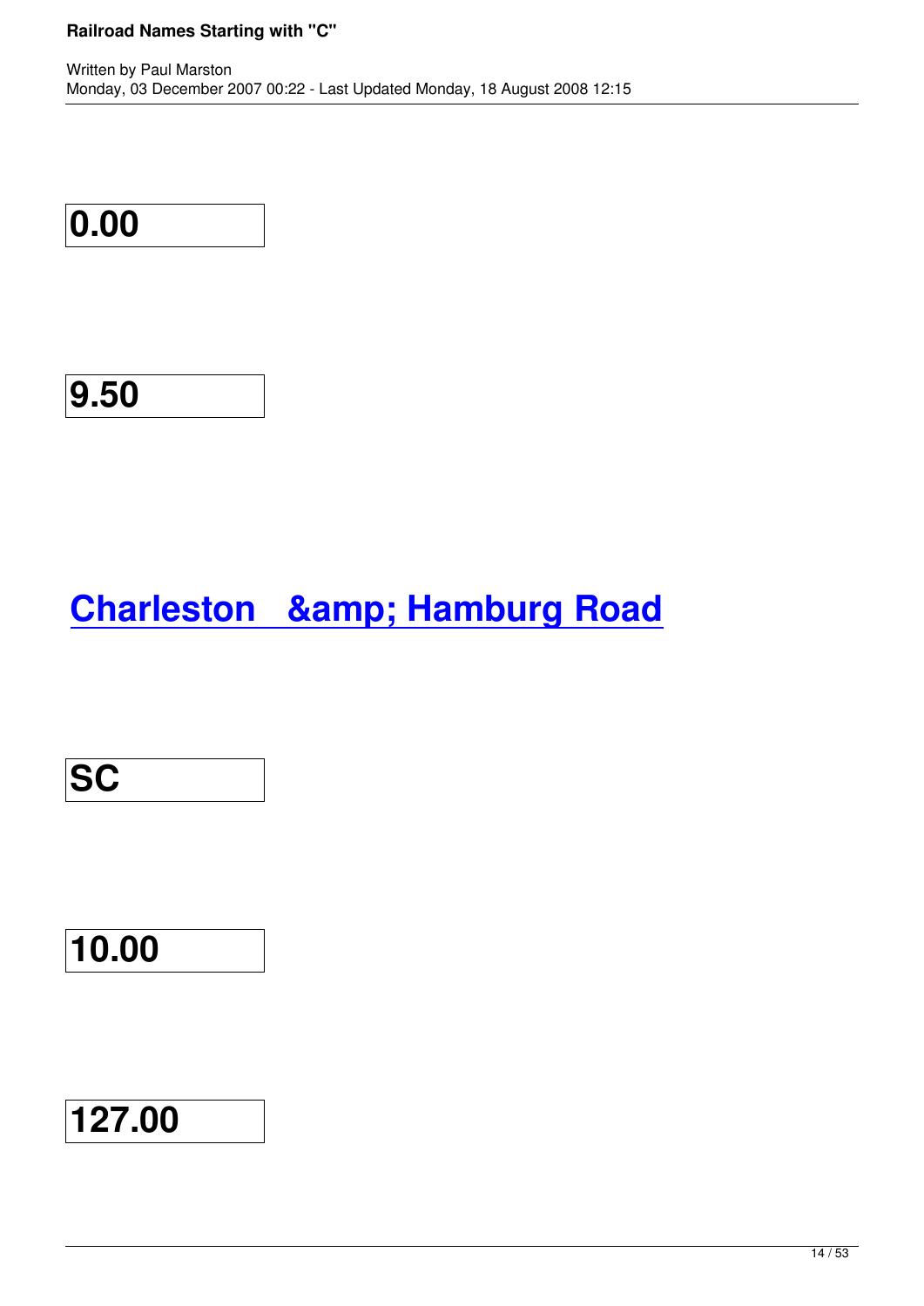**0.00**

**9.50**

## Charleston &amp; Hamburg Road

**SC**

**10.00**

**127.00**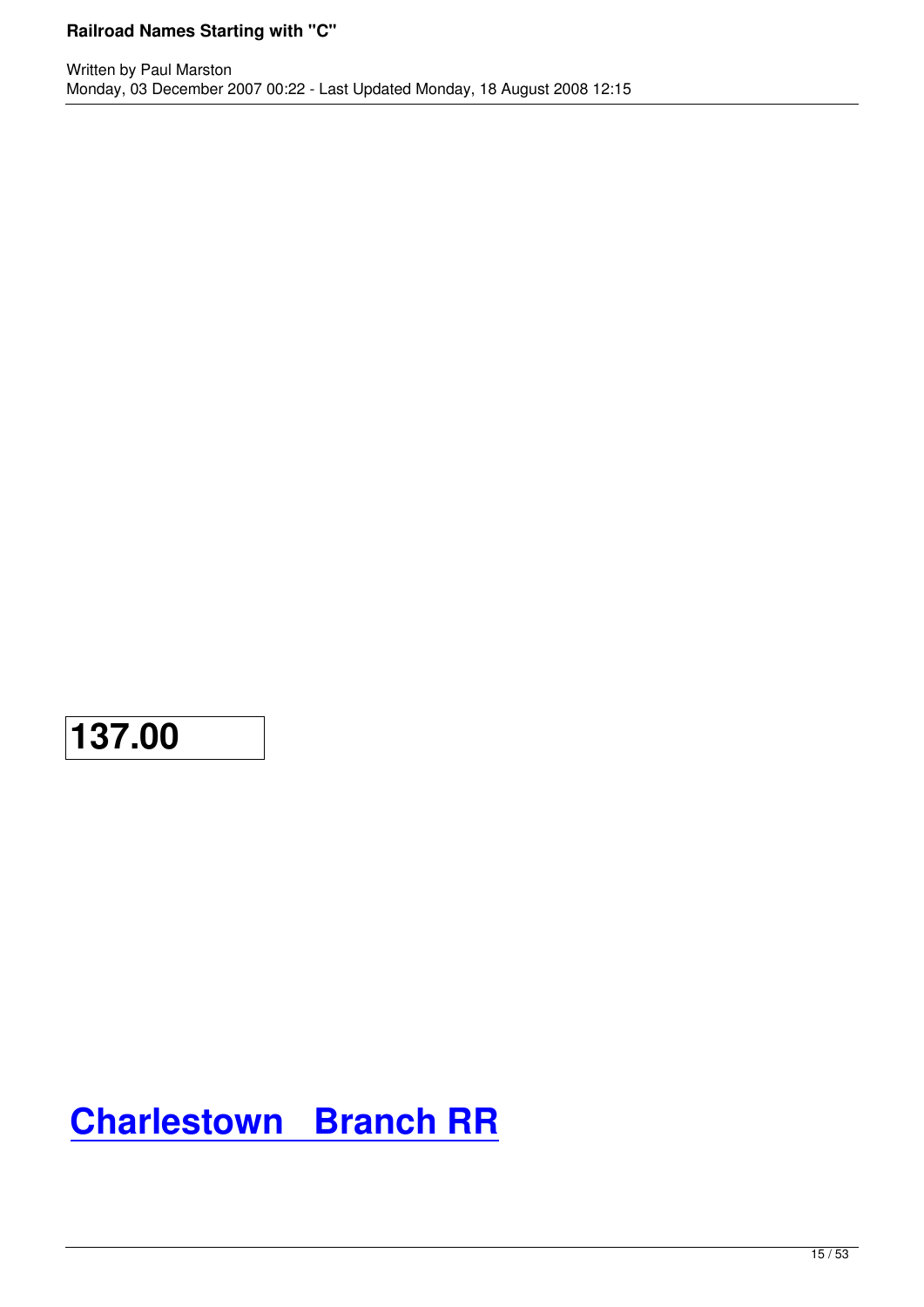| 137.00 |
| --- |

## [Charlestown Branch RR]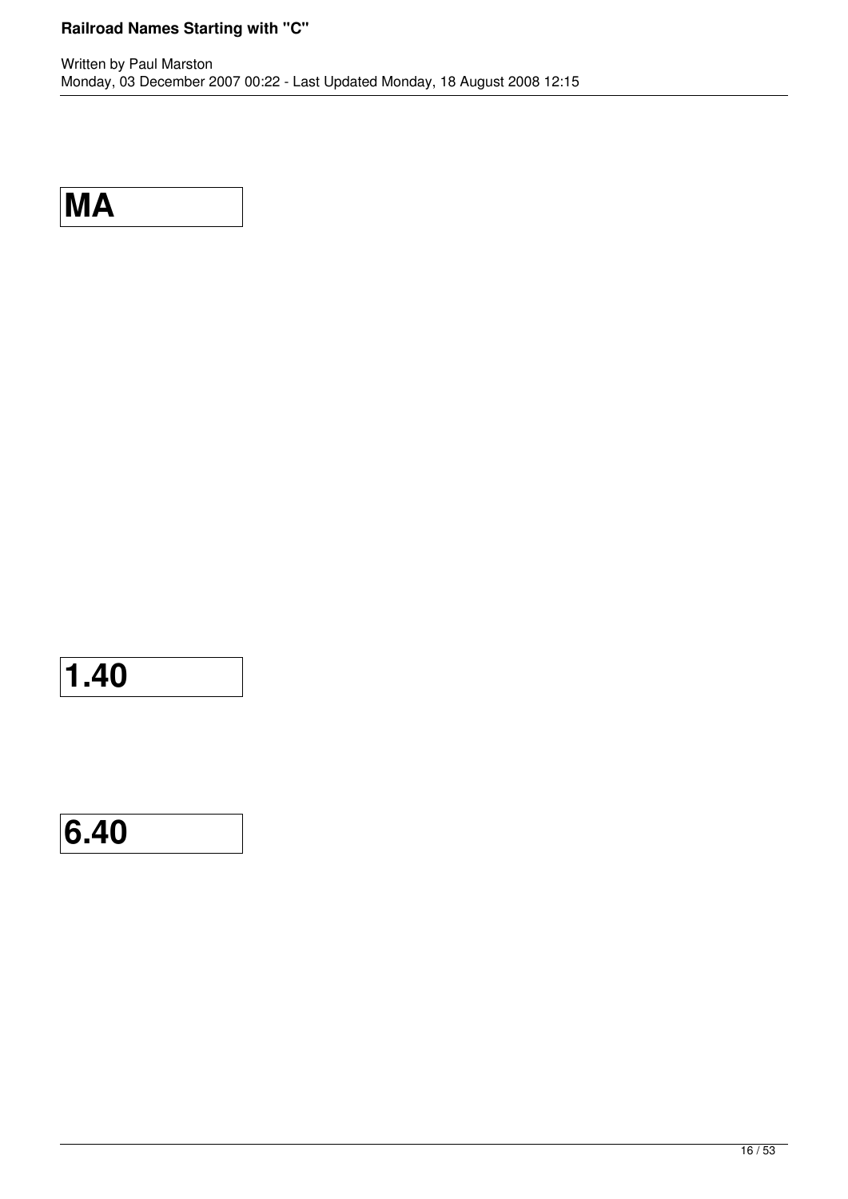| MA |
| --- |

| 1.40 |
| --- |

| 6.40 |
| --- |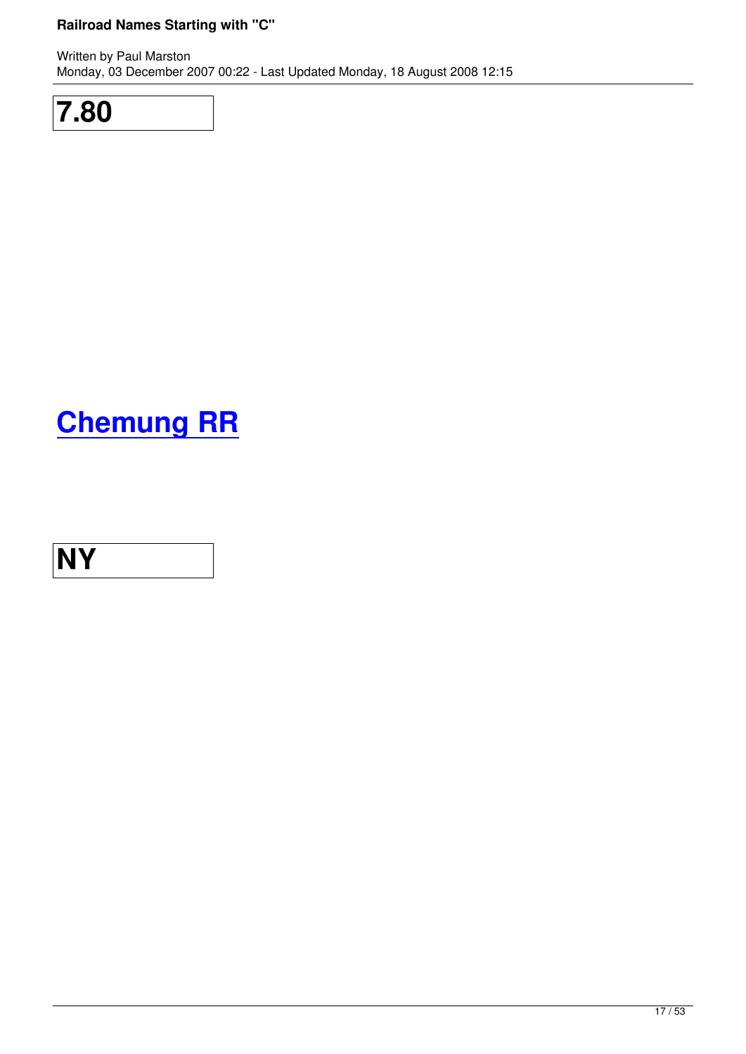| 7.80 |
|---|

## Chemung RR

| NY |
|---|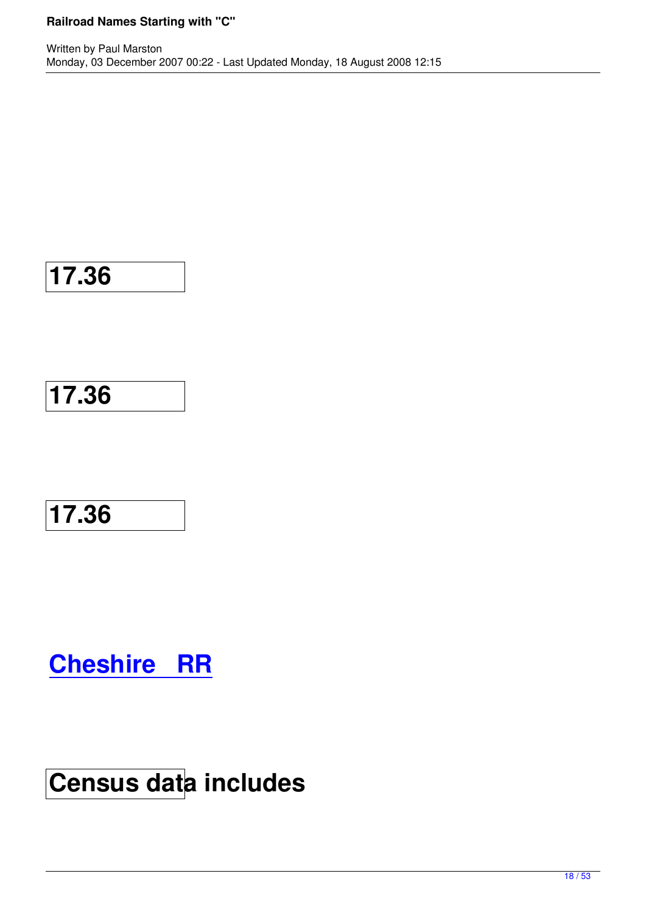**17.36**

**17.36**

**17.36**

## Cheshire RR

**Census data includes**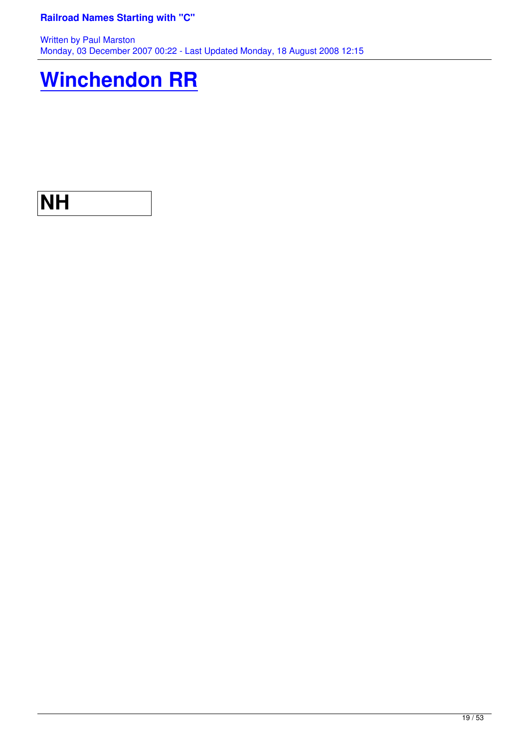# [Winchendon RR]()

| NH |
|---|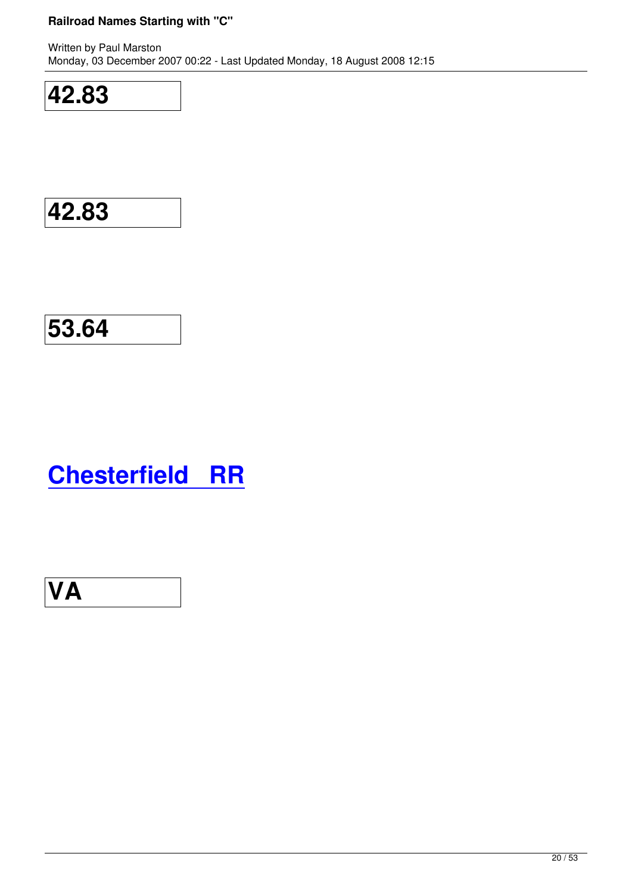| 42.83 |
|---|

| 42.83 |
|---|

| 53.64 |
|---|

## Chesterfield RR

| VA |
|---|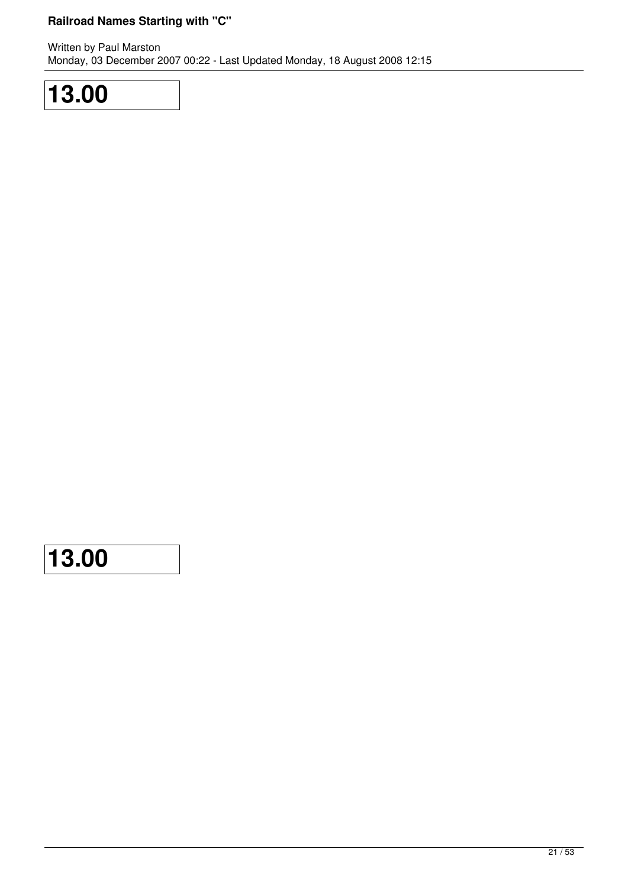**13.00**

**13.00**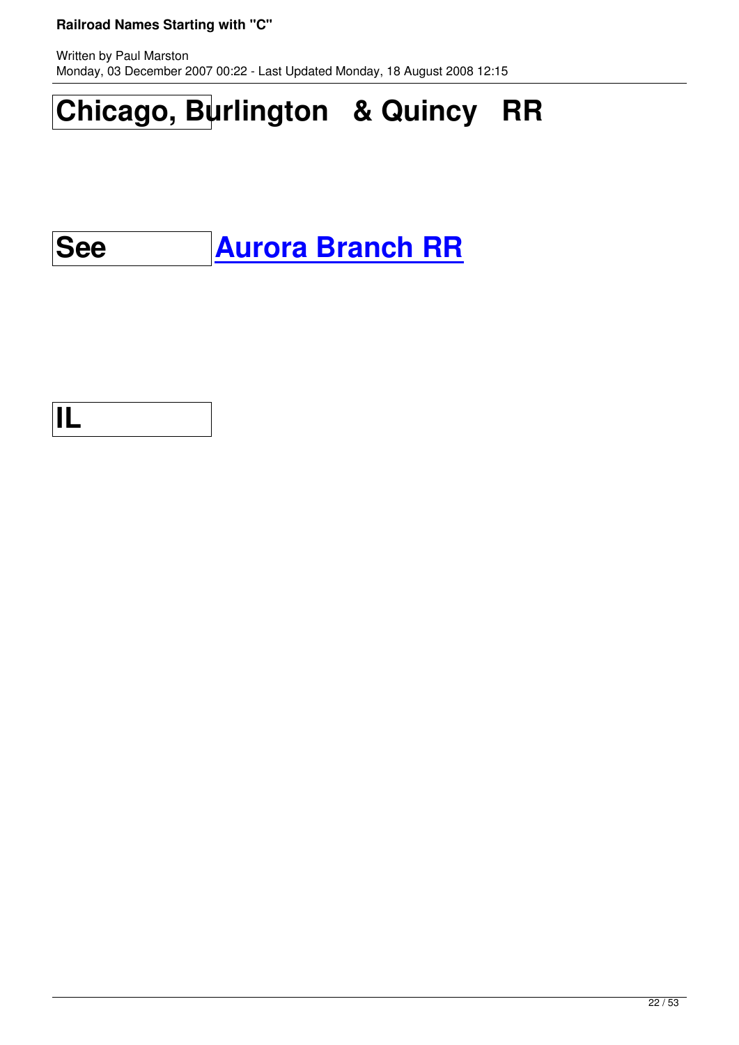| Chicago, Burlington & Quincy RR | |
| --- | --- |
| See | Aurora Branch RR |
| IL | |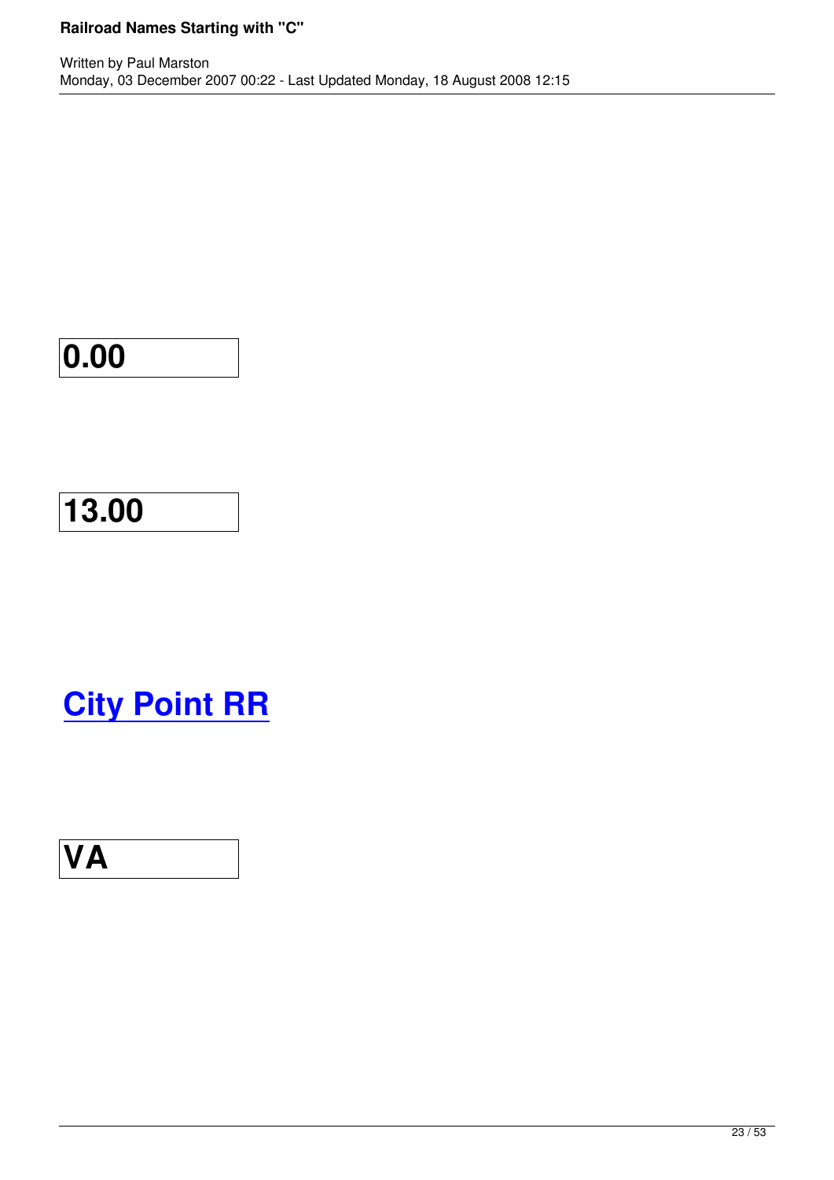**0.00**

**13.00**

## City Point RR

**VA**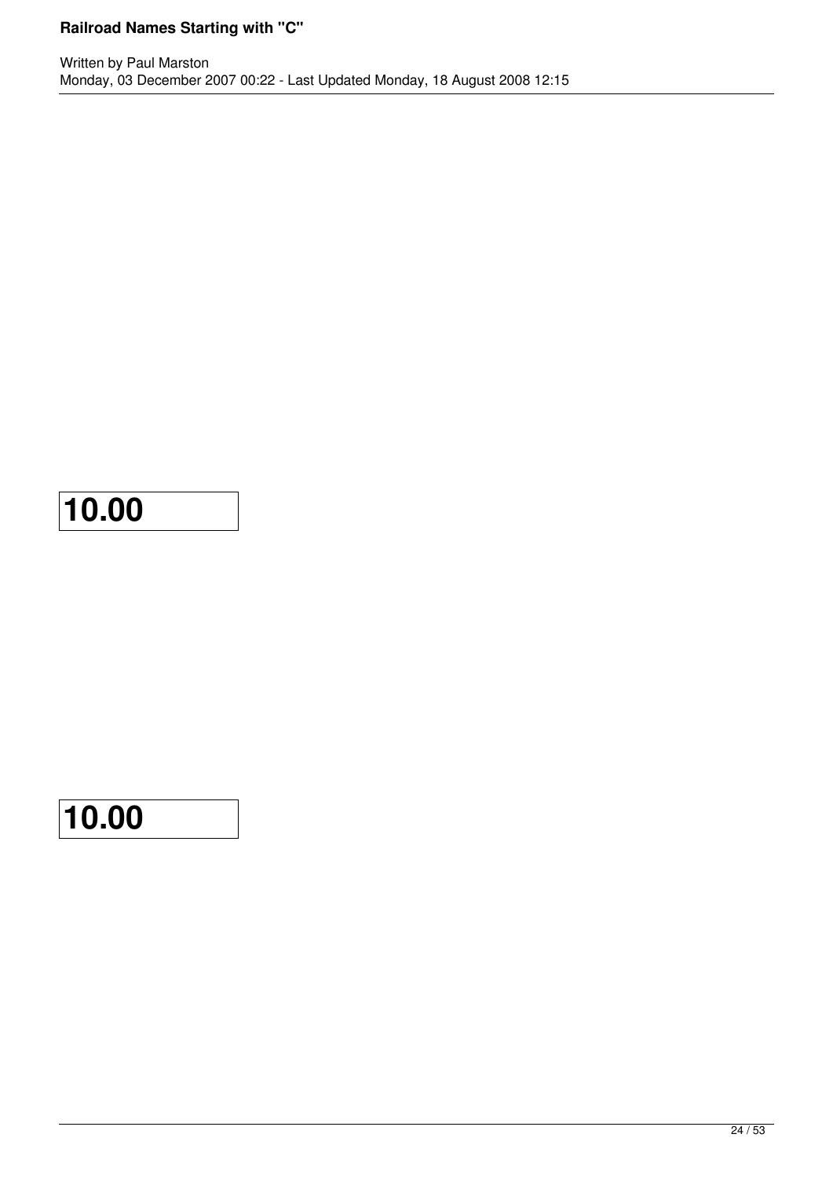| 10.00 |
|---|

| 10.00 |
|---|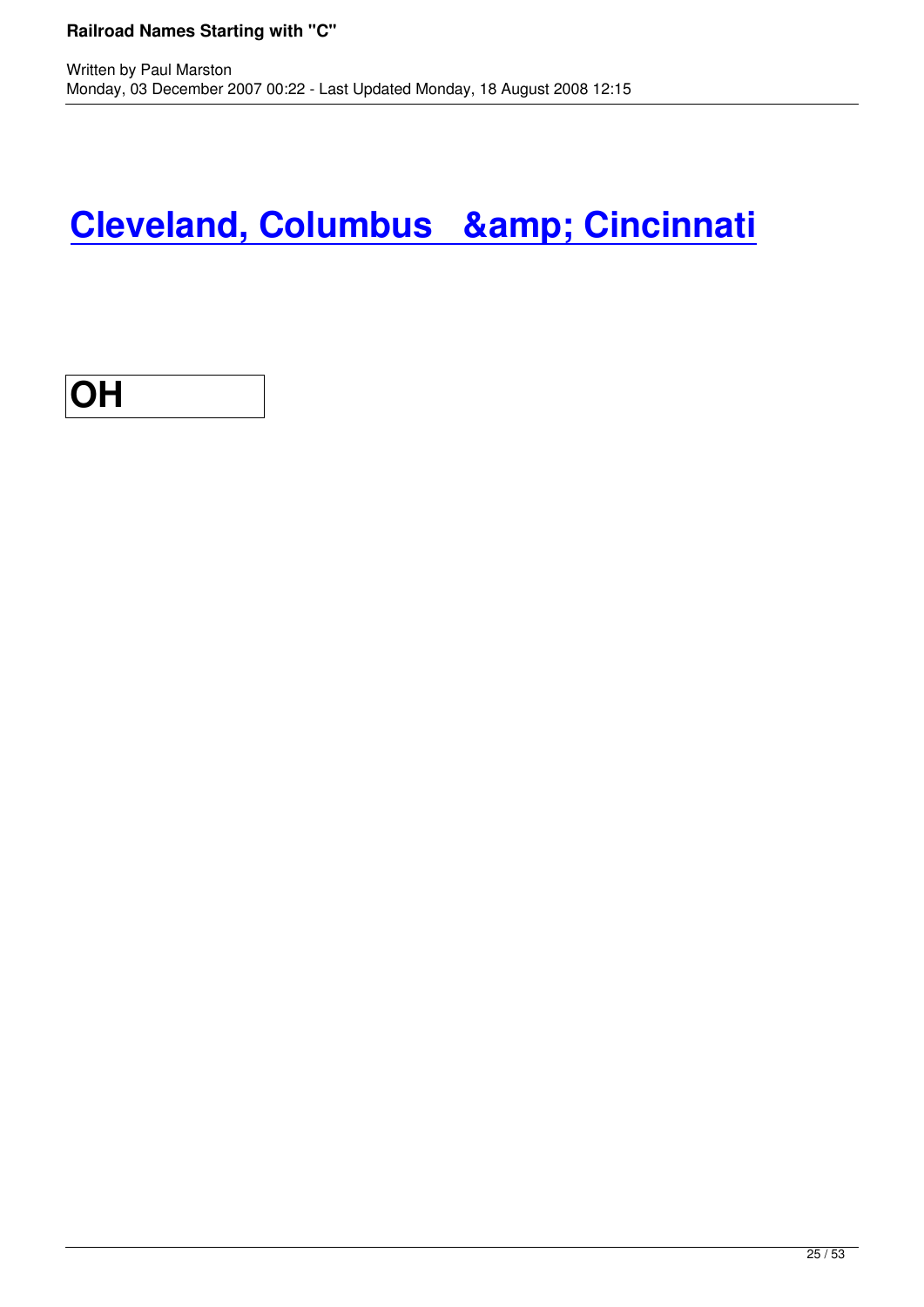# Cleveland, Columbus &amp; Cincinnati

| OH |
| --- |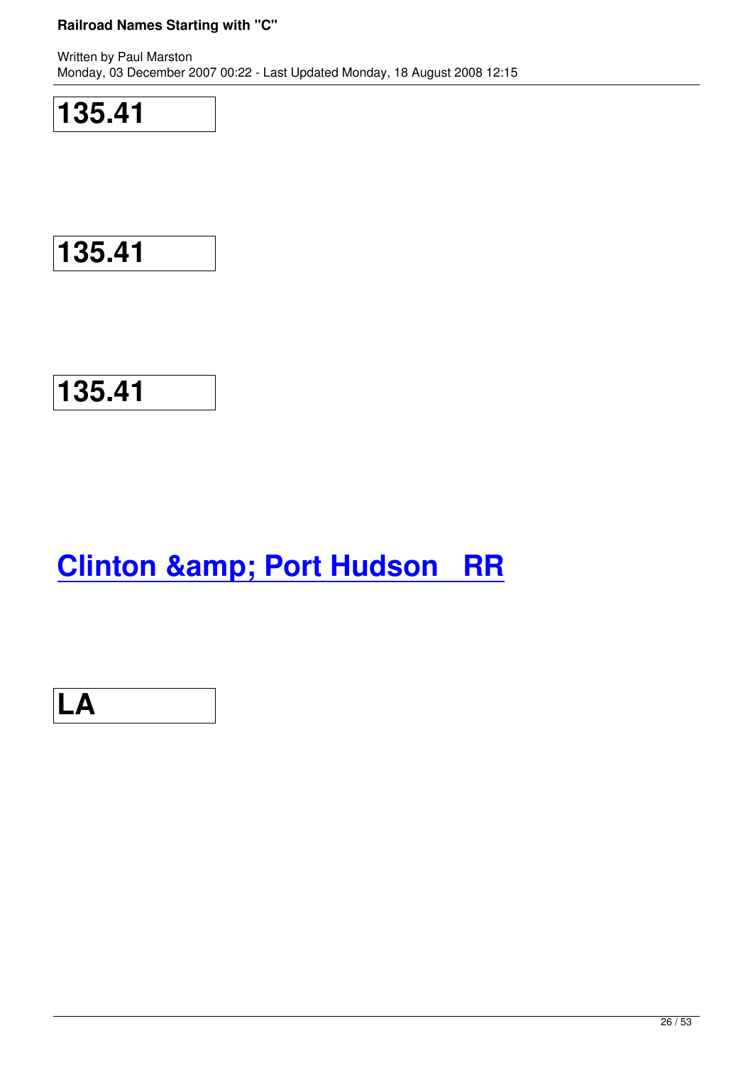| 135.41 |
|---|

| 135.41 |
|---|

| 135.41 |
|---|

## Clinton &amp; Port Hudson   RR

| LA |
|---|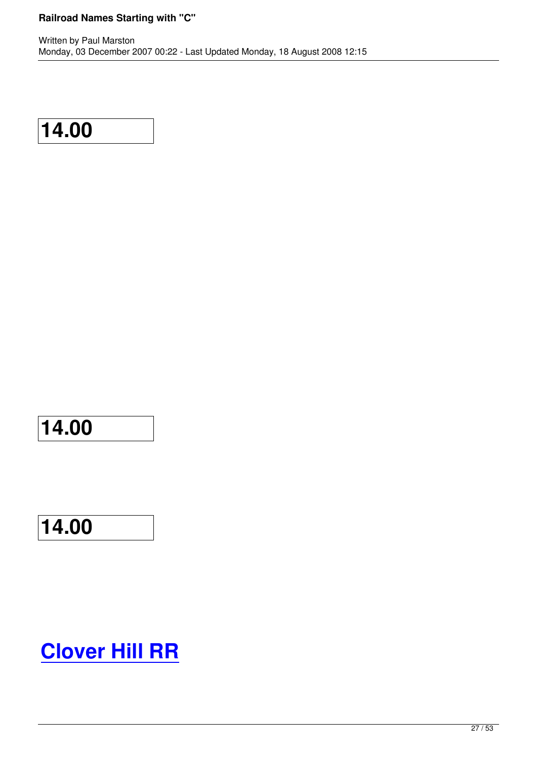| 14.00 |
|---|

| 14.00 |
|---|

| 14.00 |
|---|

# Clover Hill RR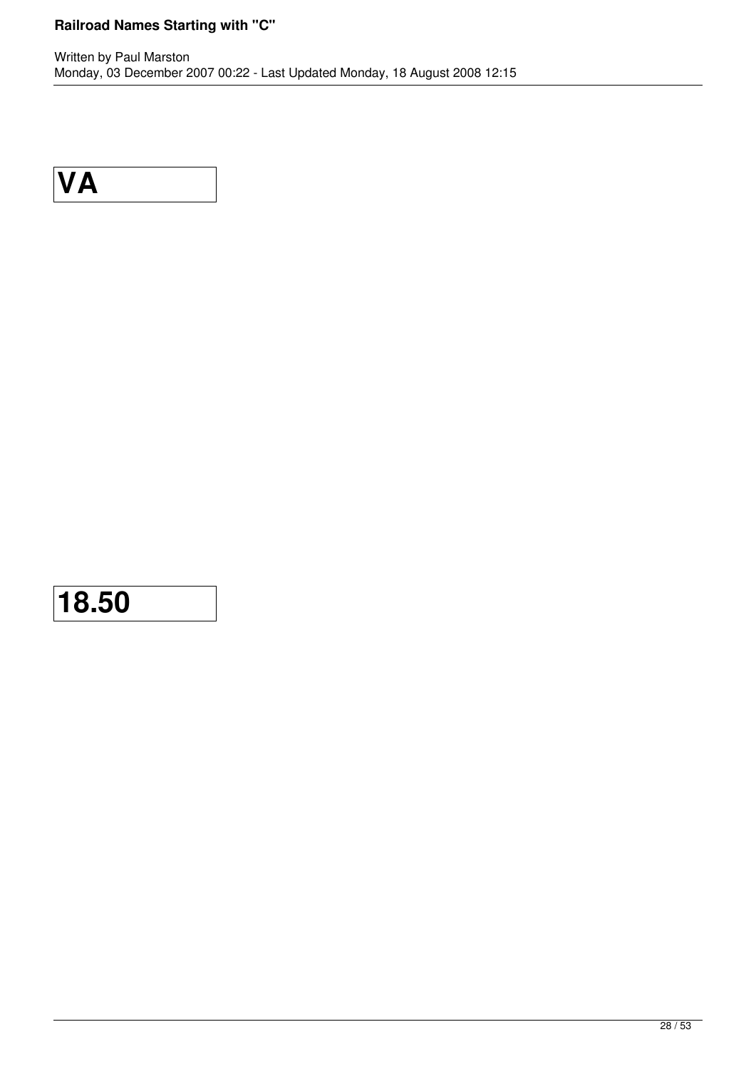| VA |
| --- |

| 18.50 |
| --- |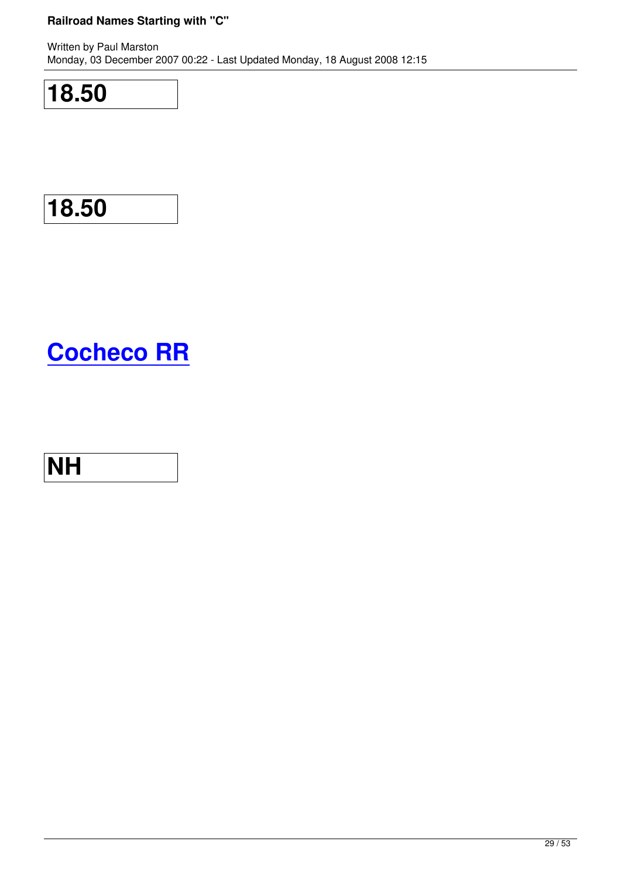| 18.50 |
|---|

| 18.50 |
|---|

# Cocheco RR

| NH |
|---|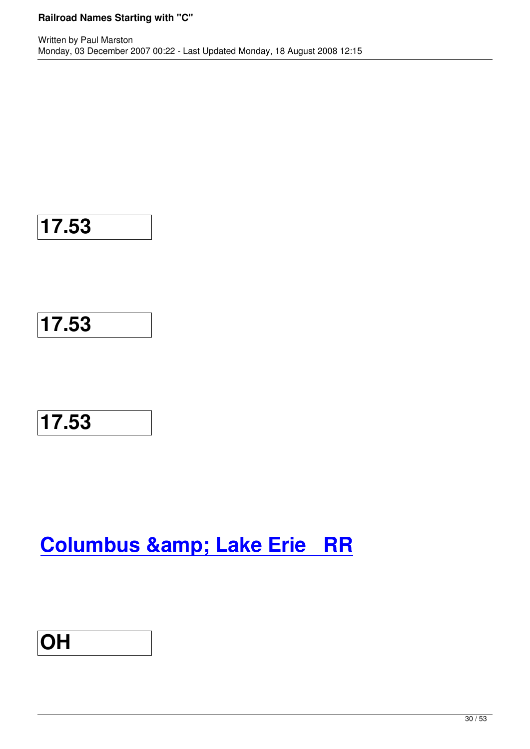**17.53**

**17.53**

**17.53**

## Columbus &amp; Lake Erie RR

**OH**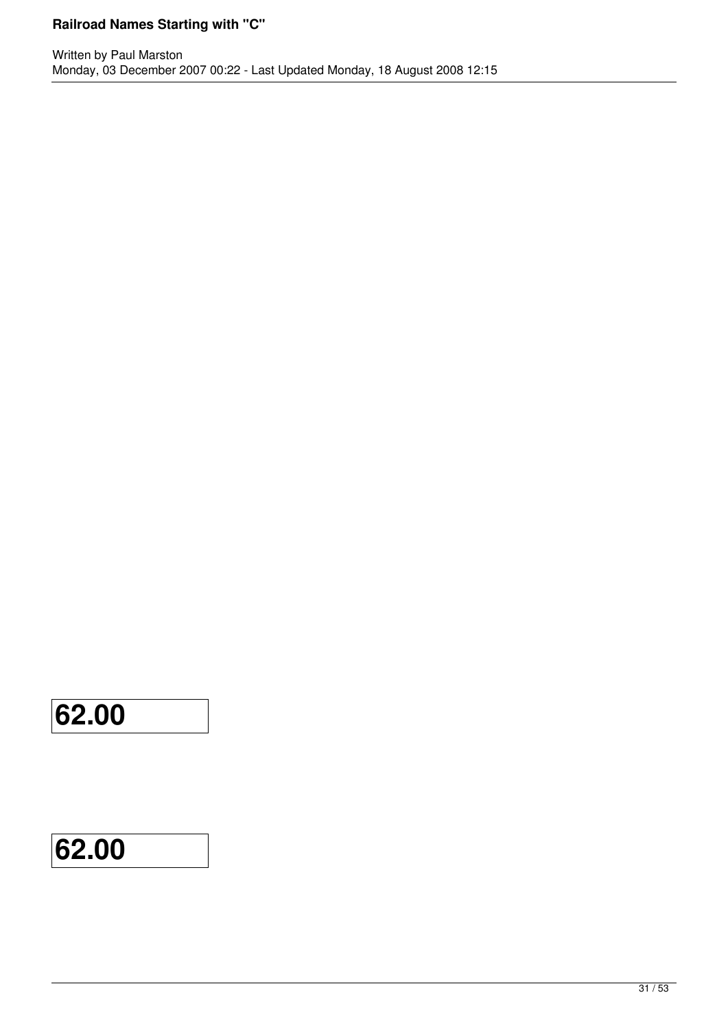| 62.00 |
|---|

| 62.00 |
|---|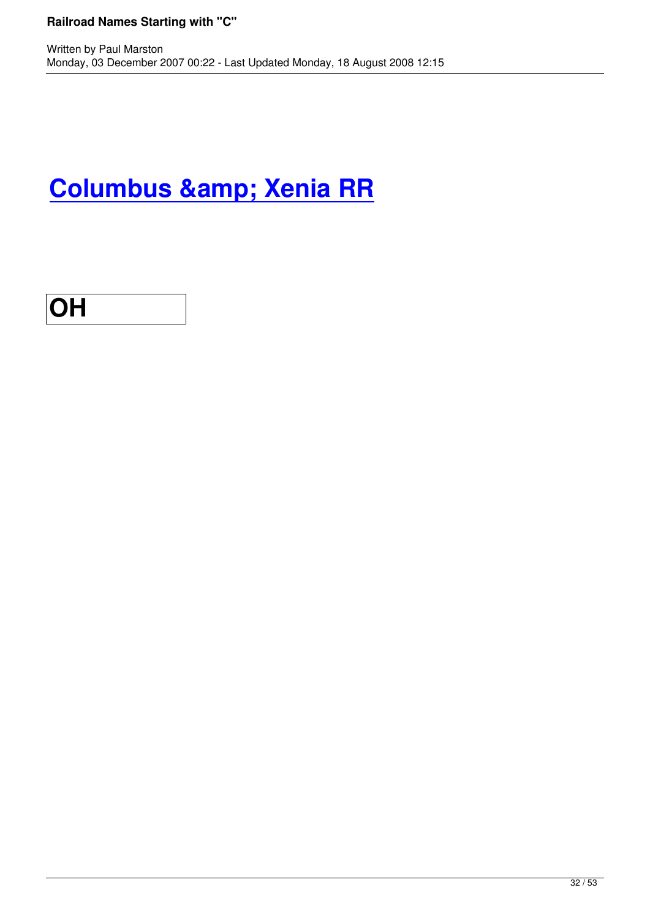# Columbus &amp; Xenia RR

| OH |
|---|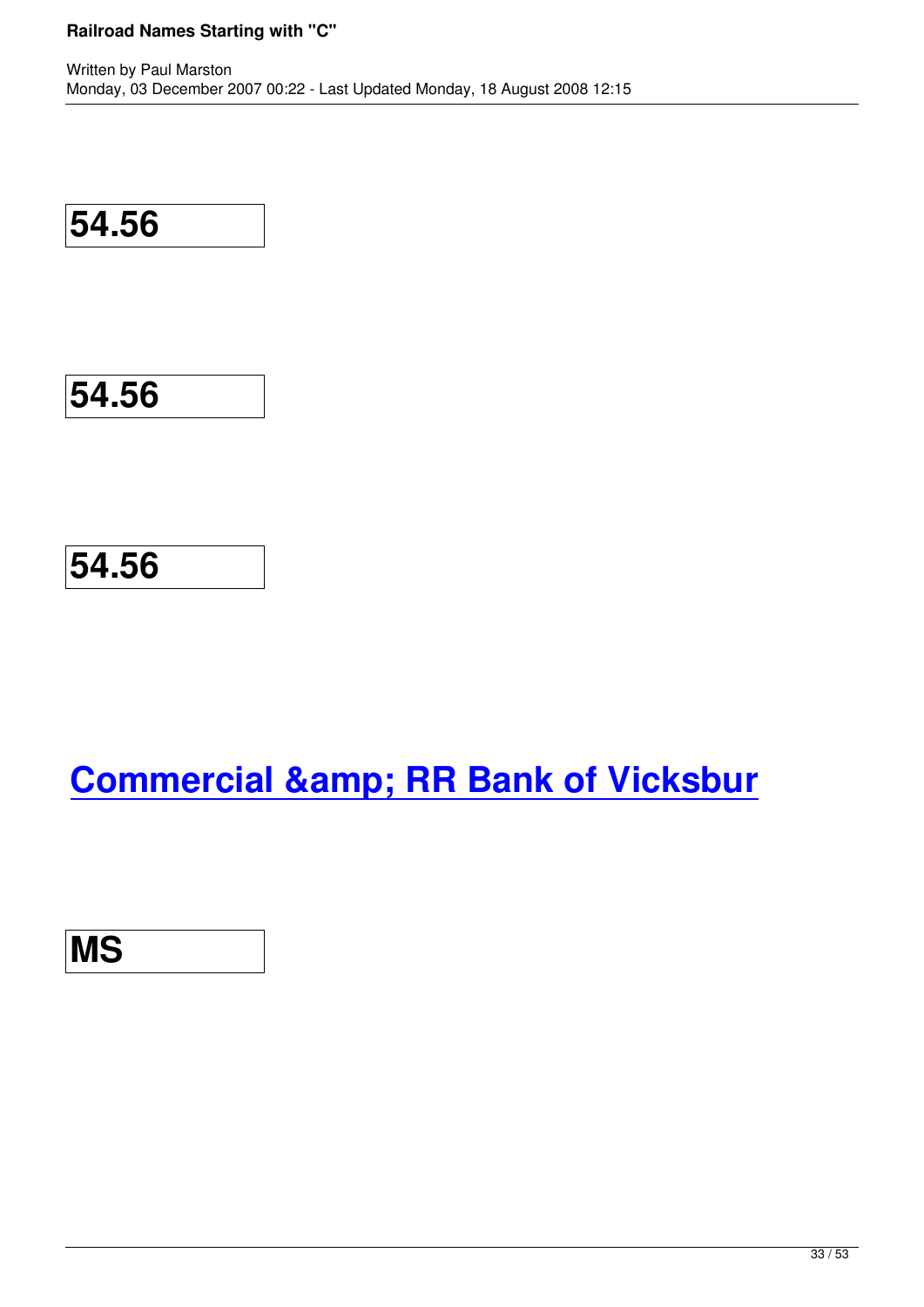**54.56**

**54.56**

**54.56**

## Commercial &amp; RR Bank of Vicksbur

**MS**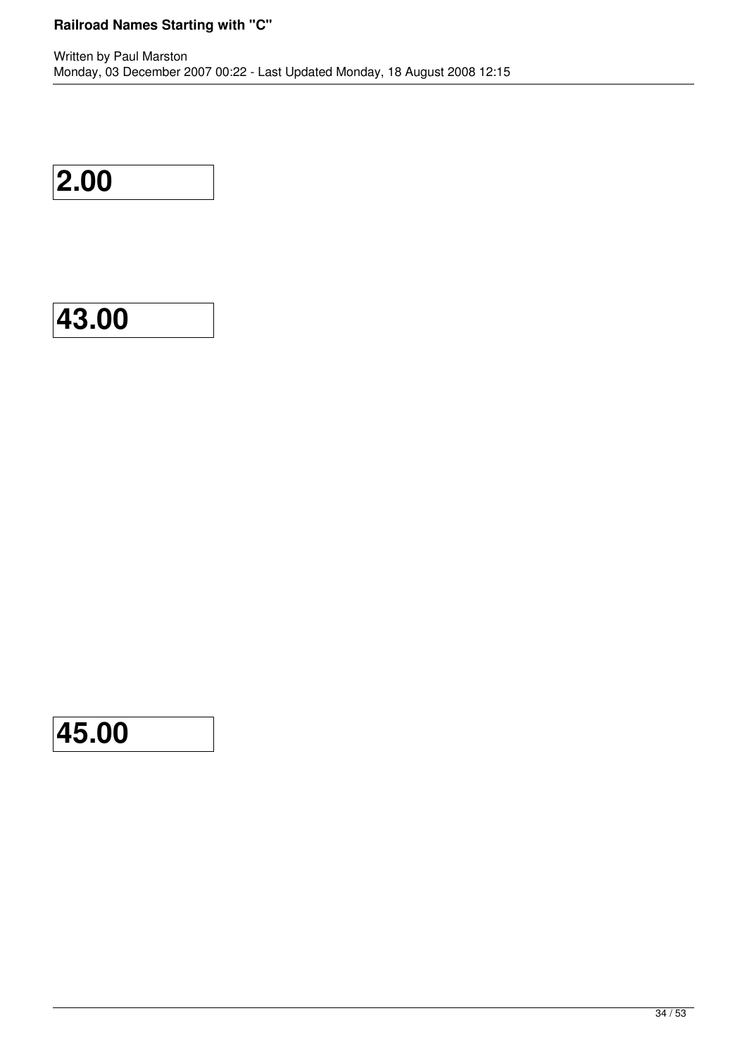**2.00**

**43.00**

**45.00**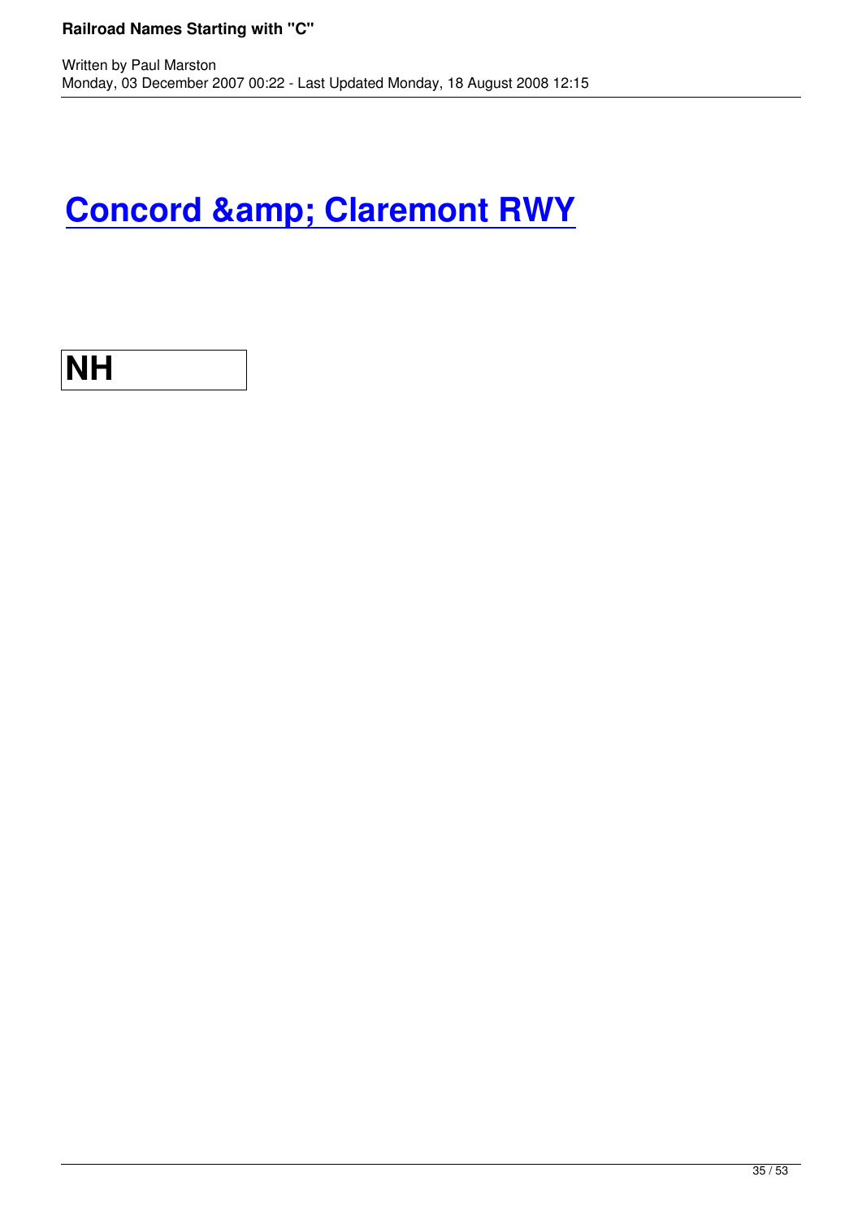# Concord &amp; Claremont RWY

| NH |
|---|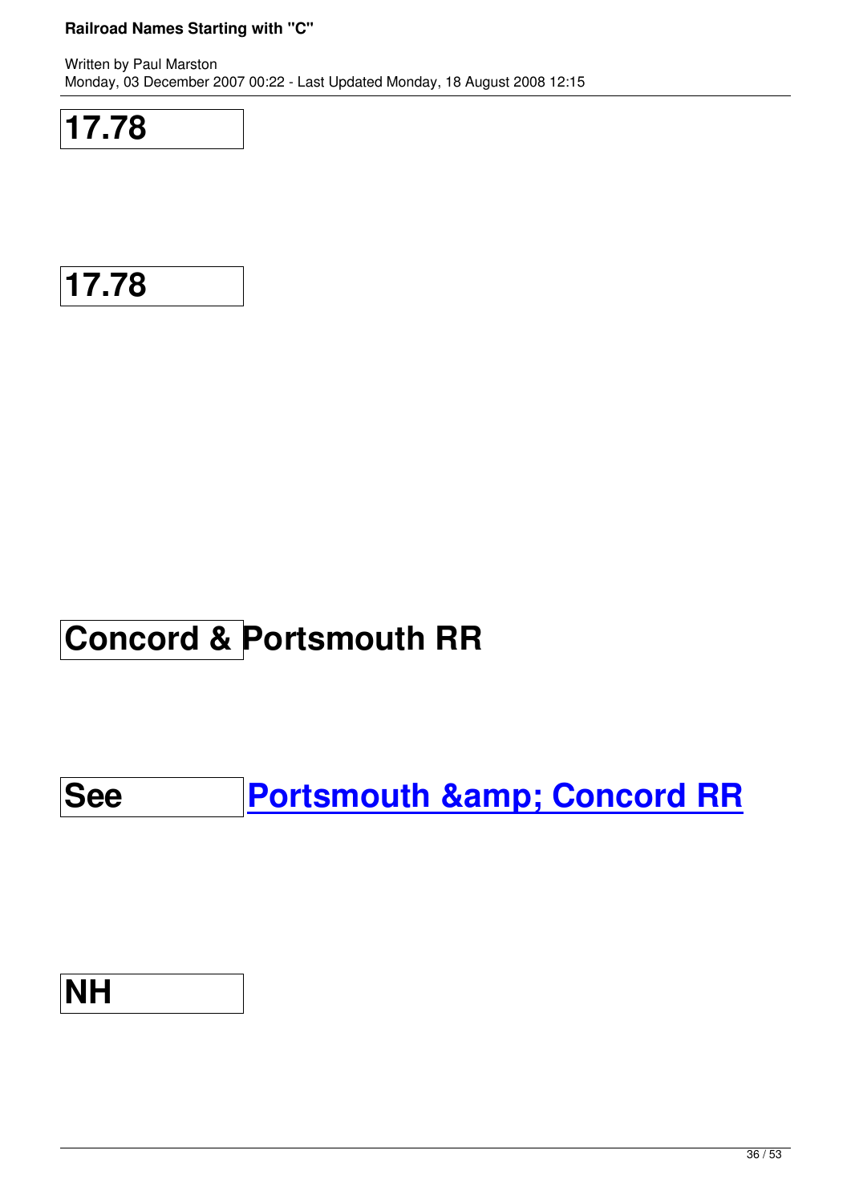| 17.78 |
|---|

| 17.78 |
|---|

| Concord & Portsmouth RR | |
|---|---|
| See | Portsmouth &amp; Concord RR |
| NH | |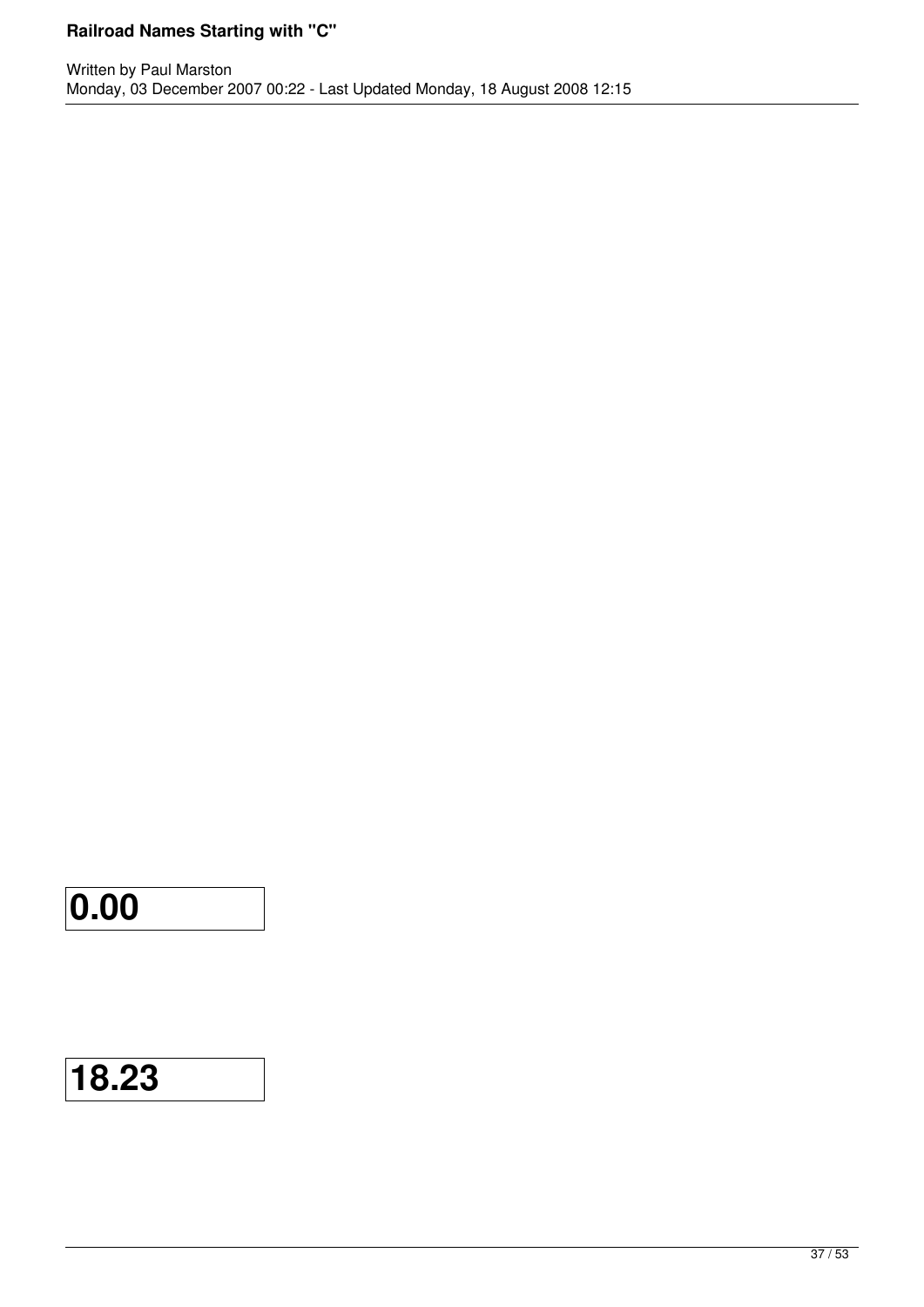| 0.00 |
| --- |

| 18.23 |
| --- |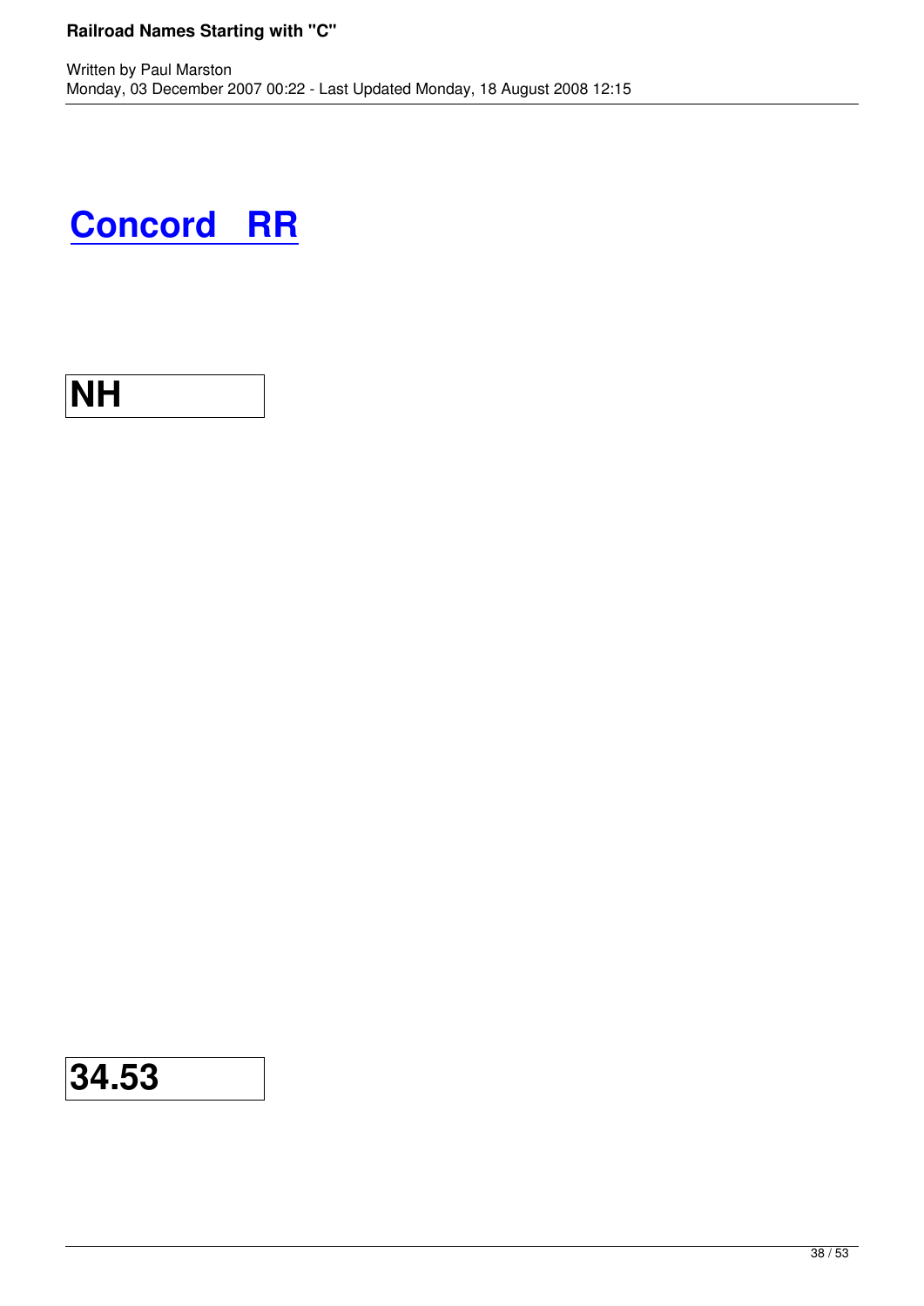# [Concord RR]

**NH**

**34.53**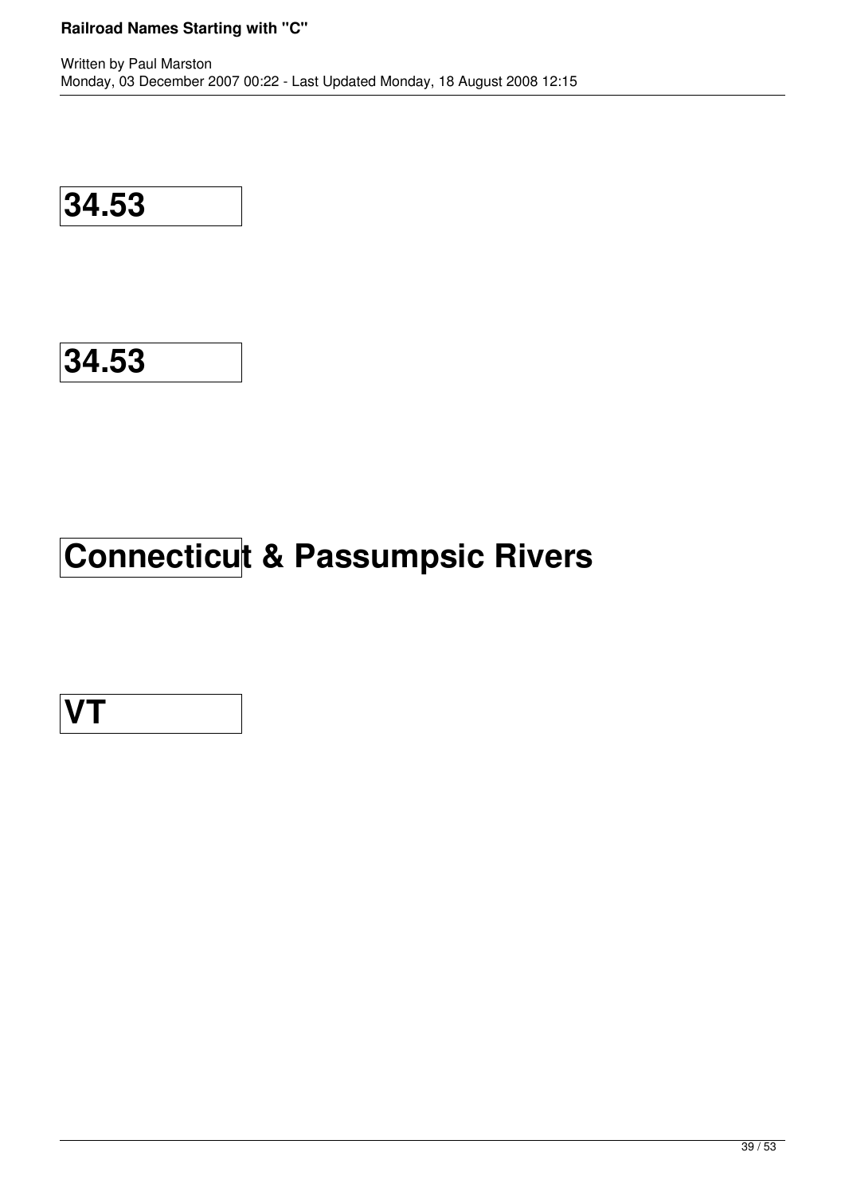**34.53**

**34.53**

**Connecticut & Passumpsic Rivers**

**VT**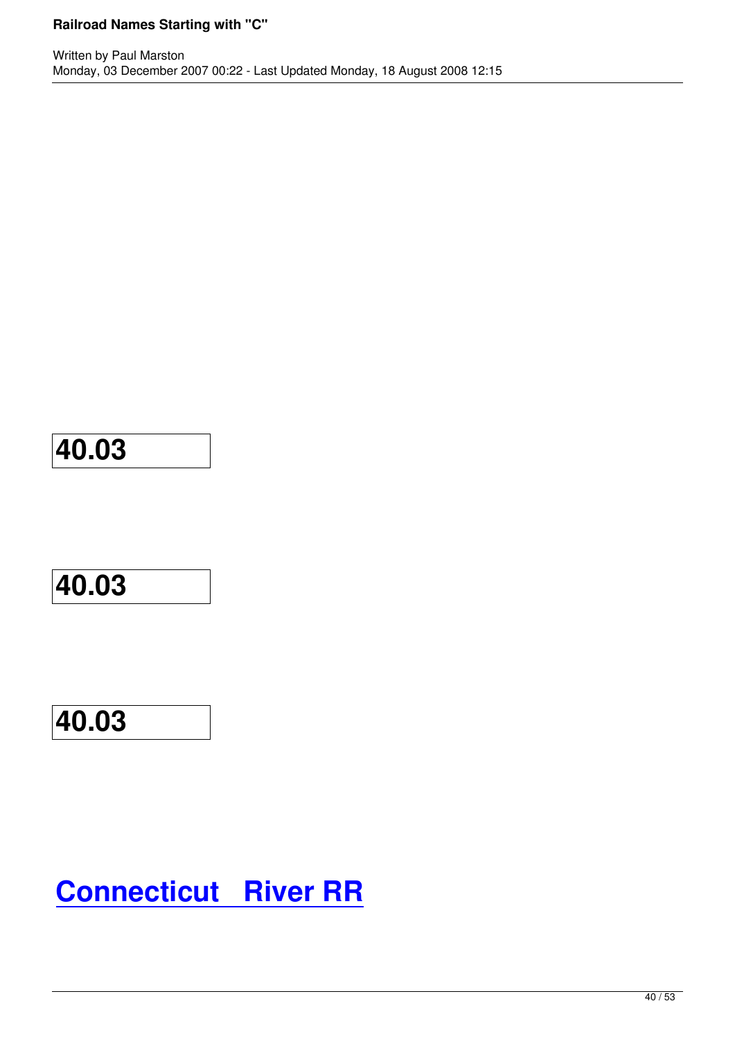**40.03**

**40.03**

**40.03**

# Connecticut River RR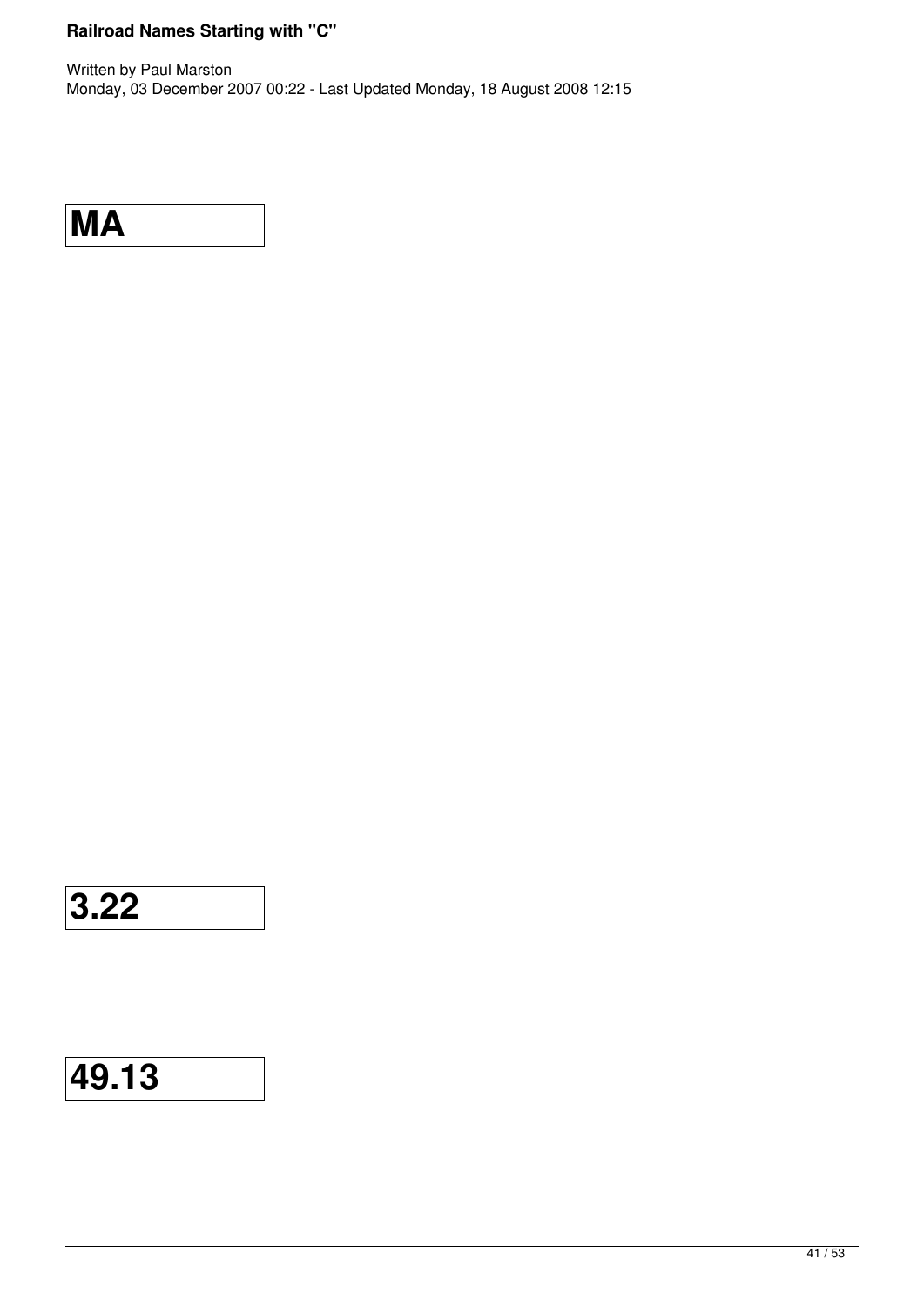**MA**

**3.22**

**49.13**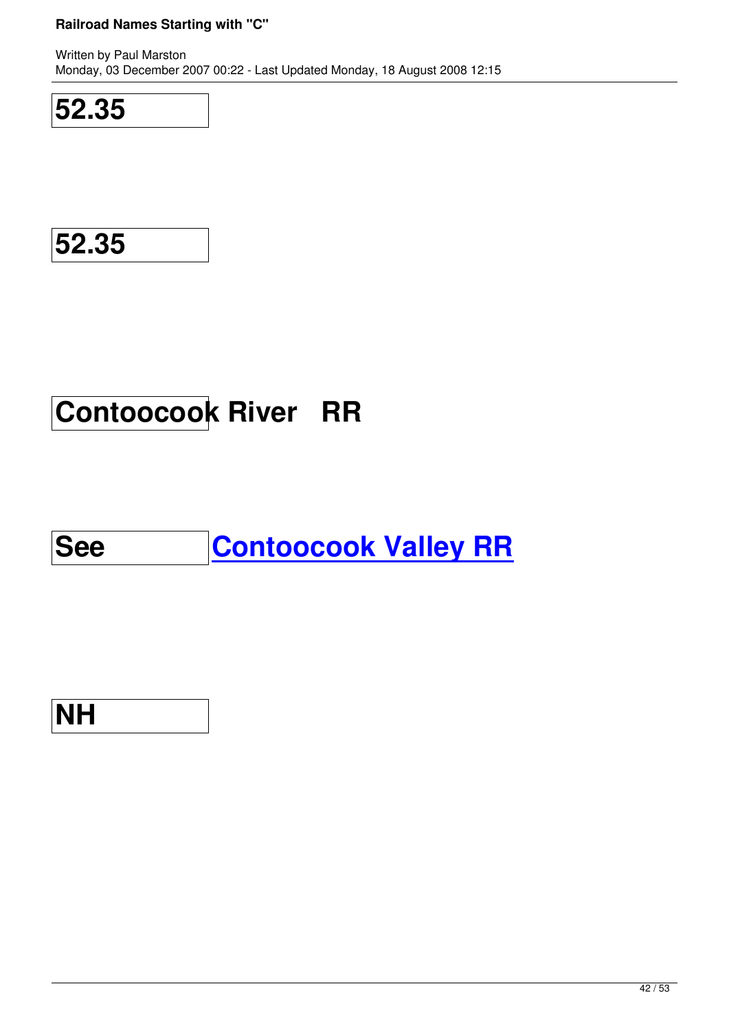| 52.35 | |
|---|---|

| 52.35 | |
|---|---|

| Contoocook River RR | |
|---|---|
| See | Contoocook Valley RR |
| NH | |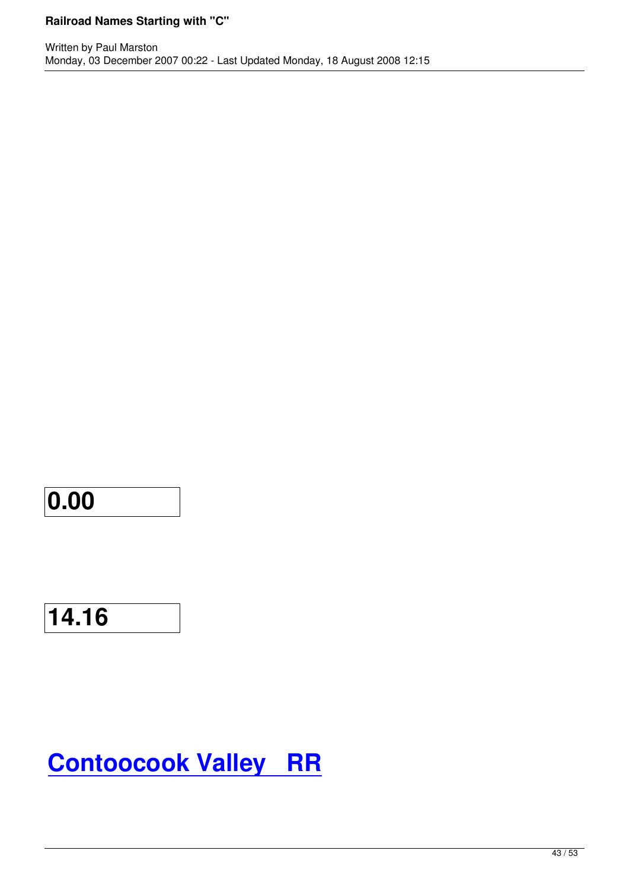| 0.00 |
|---|

| 14.16 |
|---|

# Contoocook Valley RR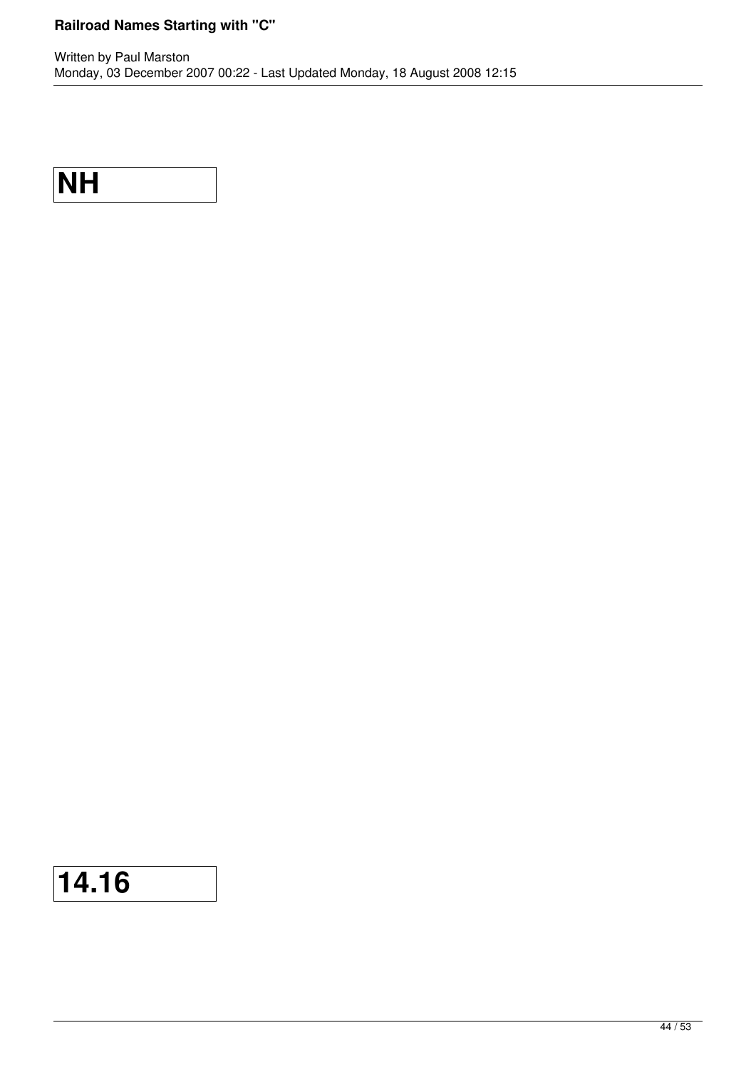| NH |
| --- |

| 14.16 |
| --- |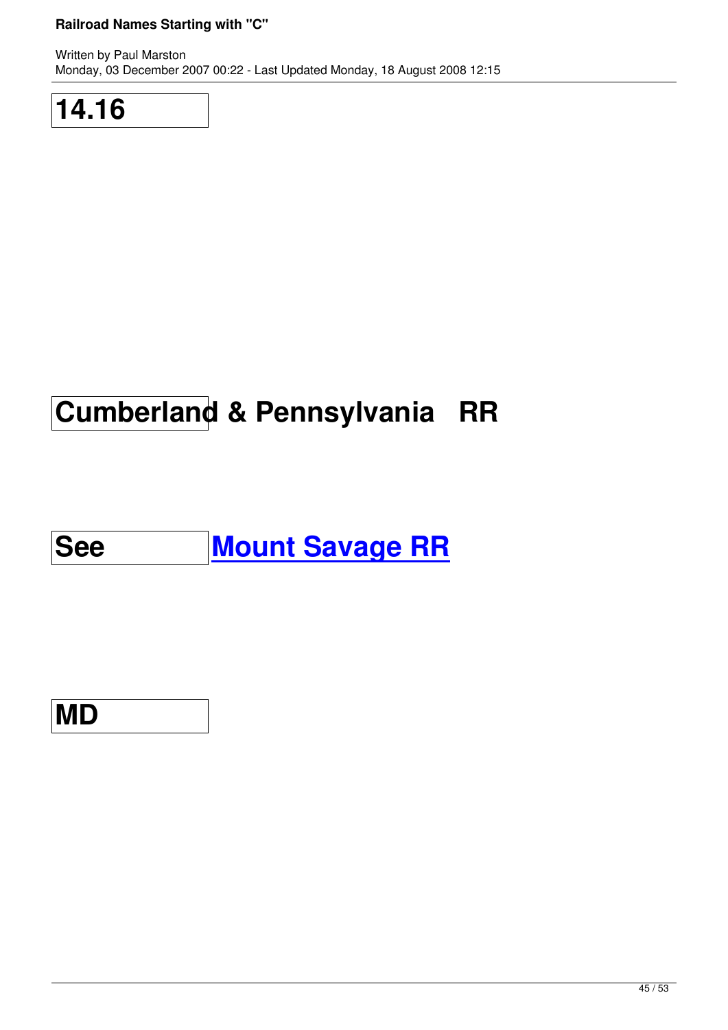| 14.16 | |
|---|---|
| Cumberland & Pennsylvania RR | |
| See | Mount Savage RR |
| MD | |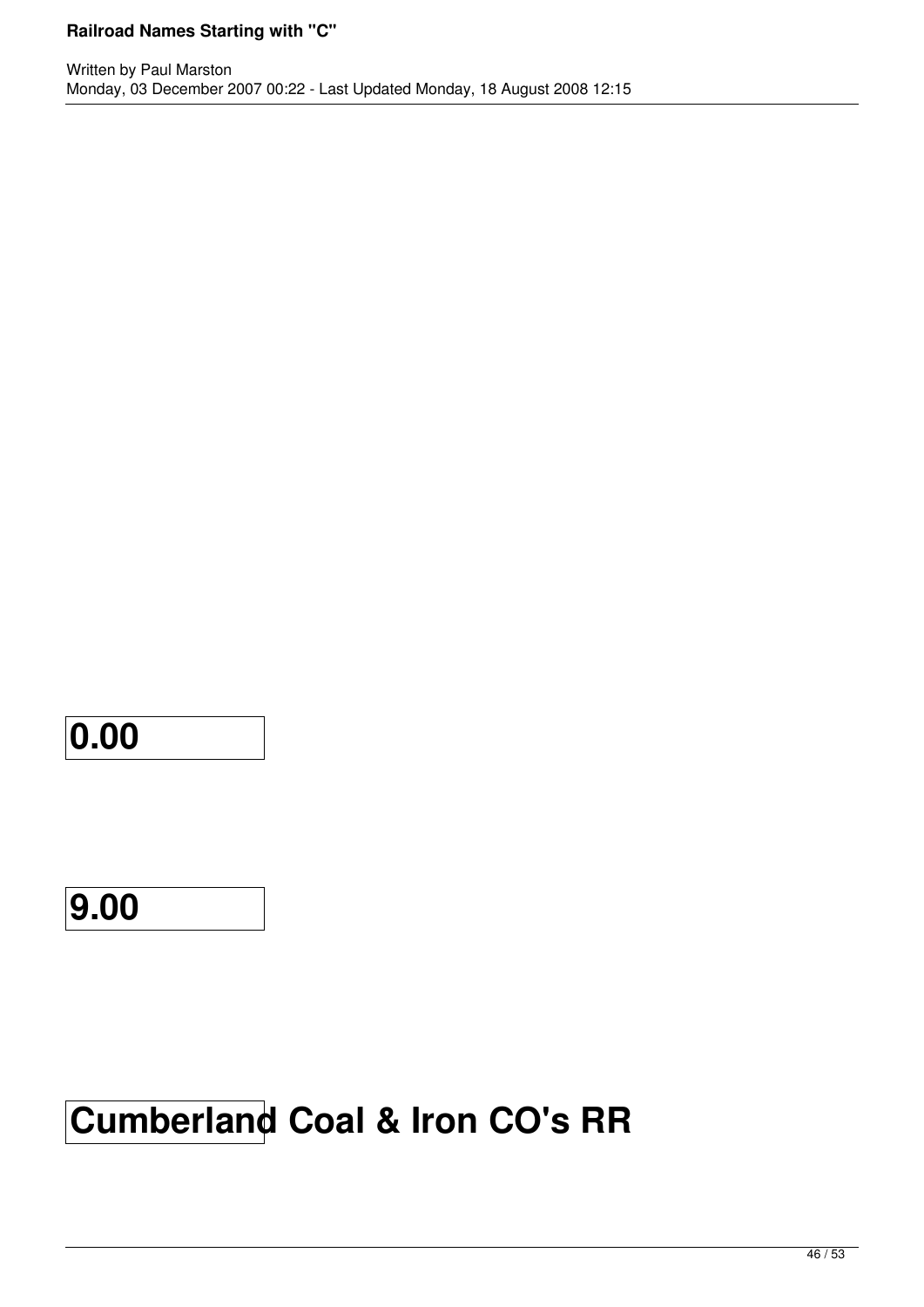**0.00**

**9.00**

# Cumberland Coal & Iron CO's RR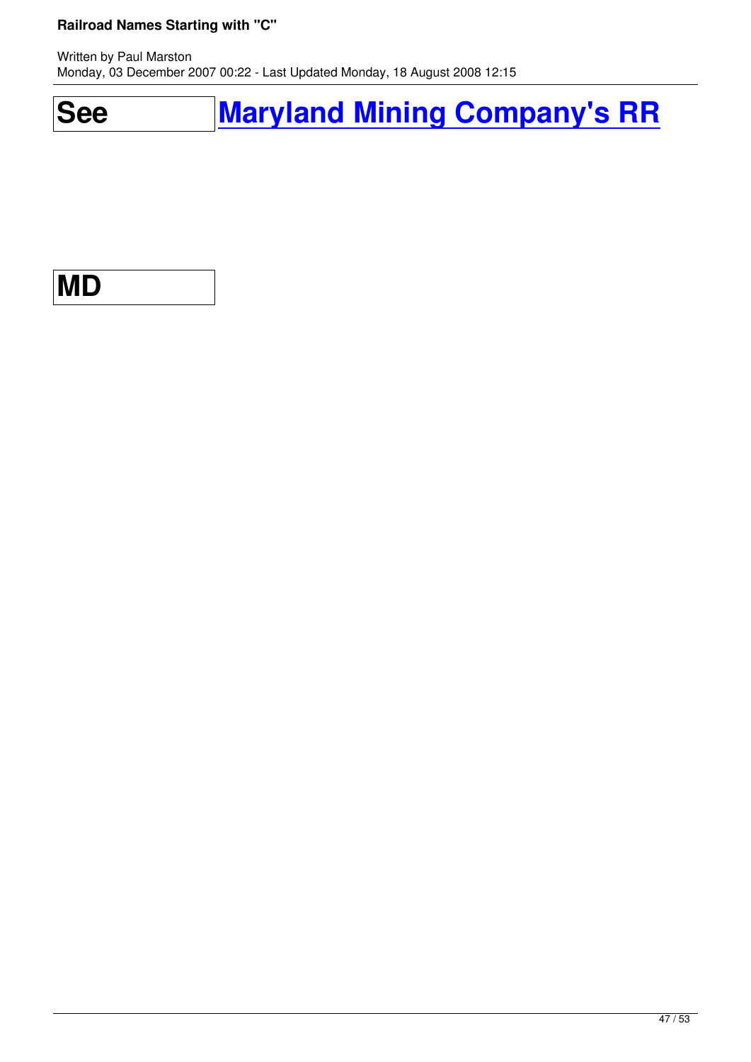| See | Maryland Mining Company's RR |
| --- | --- |

| MD |
| --- |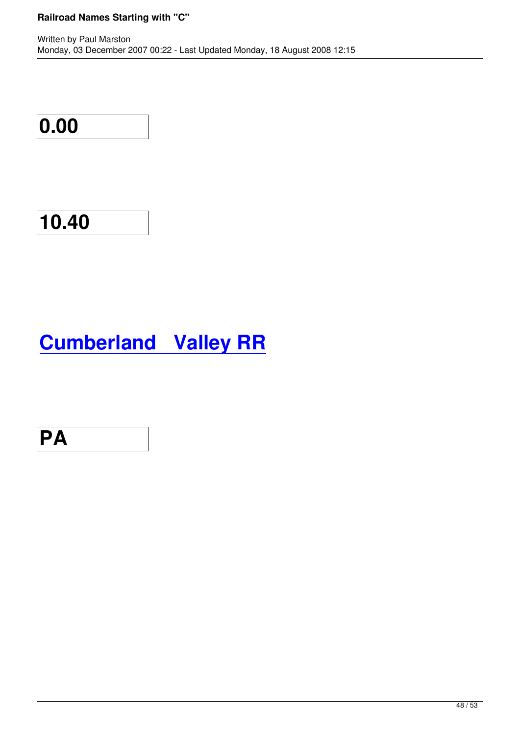**0.00**

**10.40**

## Cumberland Valley RR

**PA**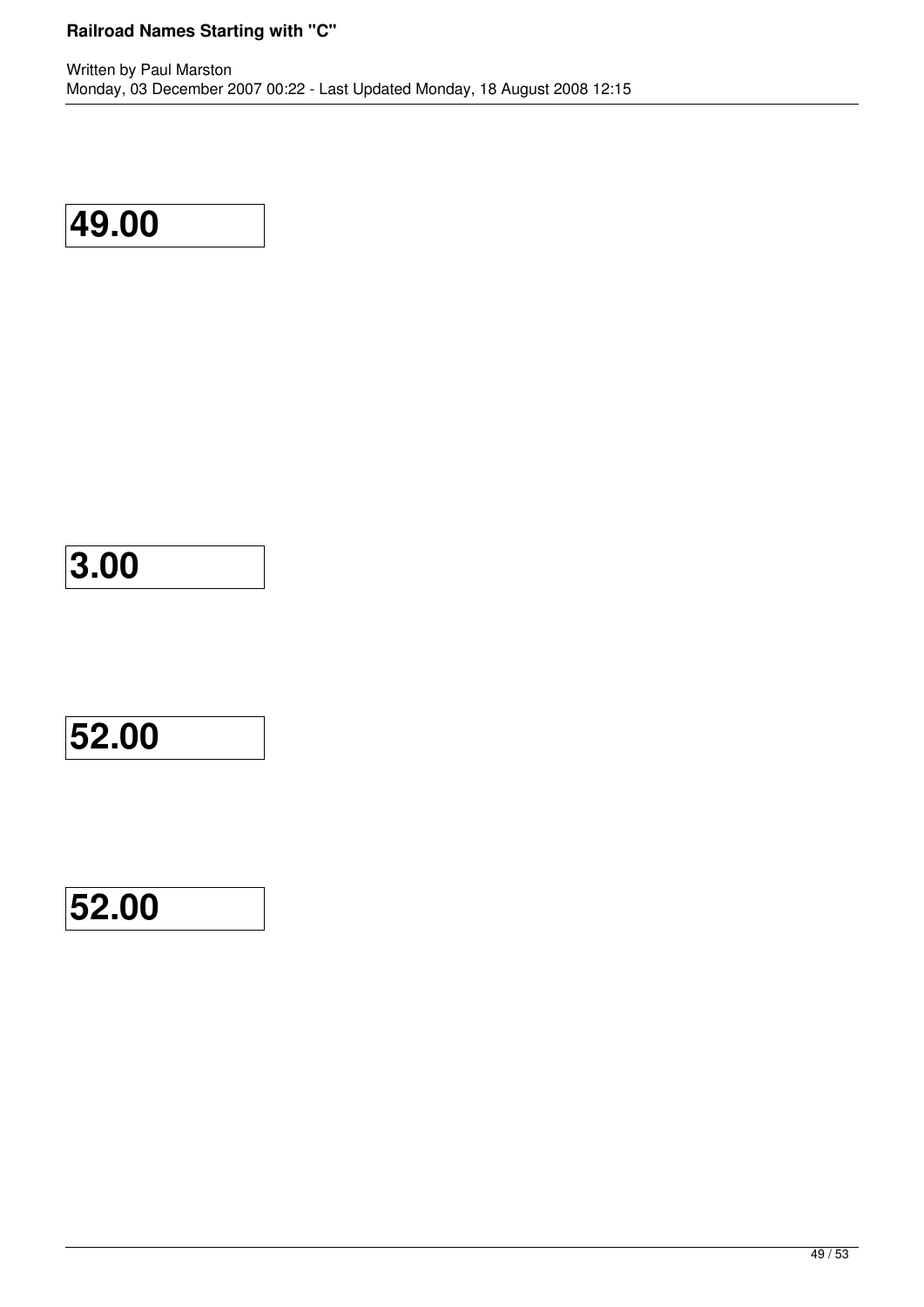**49.00**

**3.00**

**52.00**

**52.00**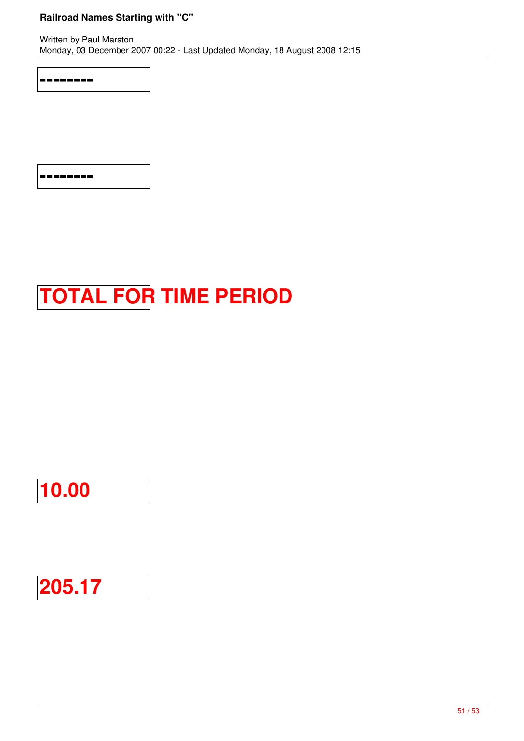| -------- |
|---|
| -------- |
| **TOTAL FOR TIME PERIOD** |
| **10.00** |
| **205.17** |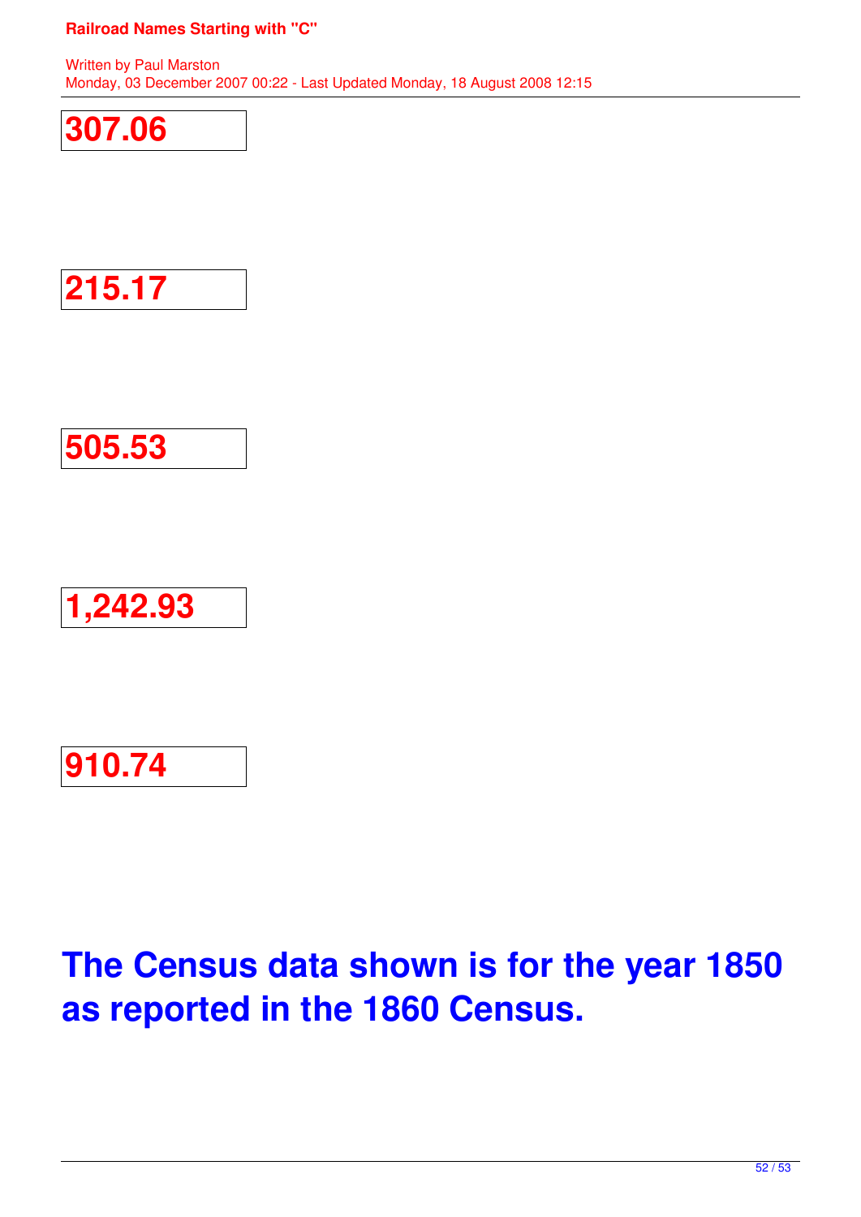307.06

215.17

505.53

1,242.93

910.74

## The Census data shown is for the year 1850 as reported in the 1860 Census.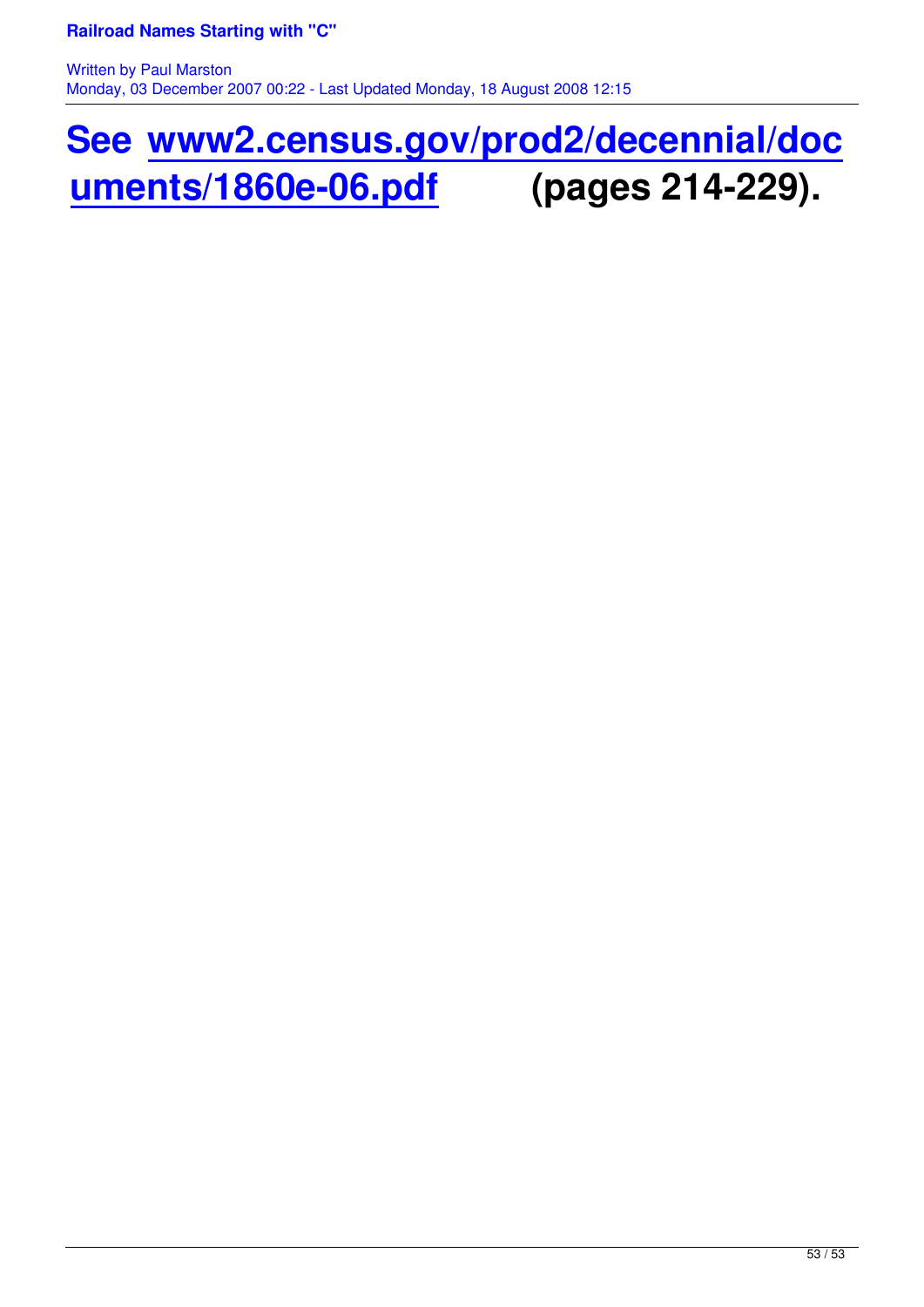**See [www2.census.gov/prod2/decennial/documents/1860e-06.pdf](http://www2.census.gov/prod2/decennial/documents/1860e-06.pdf) (pages 214-229).**